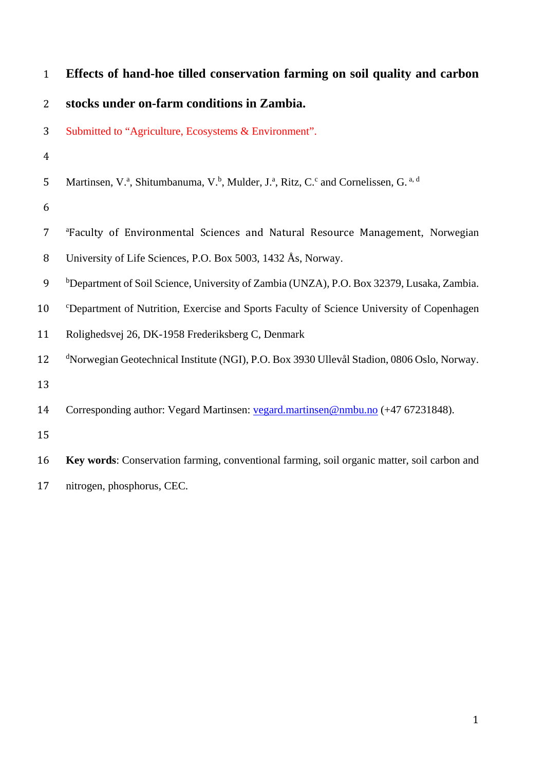# Effects of hand-hoe tilled conservation farming on soil quality and carbon stocks under on-farm conditions in Zambia.

Submitted to “Agriculture, Ecosystems & Environment”.

Martinsen, V.[a], Shitumbanuma, V.[b], Mulder, J.[a], Ritz, C.[c] and Cornelissen, G. [a, d]

[a]Faculty of Environmental Sciences and Natural Resource Management, Norwegian University of Life Sciences, P.O. Box 5003, 1432 Ås, Norway.

[b]Department of Soil Science, University of Zambia (UNZA), P.O. Box 32379, Lusaka, Zambia.

[c]Department of Nutrition, Exercise and Sports Faculty of Science University of Copenhagen Rolighedsvej 26, DK-1958 Frederiksberg C, Denmark

[d]Norwegian Geotechnical Institute (NGI), P.O. Box 3930 Ullevål Stadion, 0806 Oslo, Norway.

Corresponding author: Vegard Martinsen: vegard.martinsen@nmbu.no (+47 67231848).

**Key words**: Conservation farming, conventional farming, soil organic matter, soil carbon and nitrogen, phosphorus, CEC.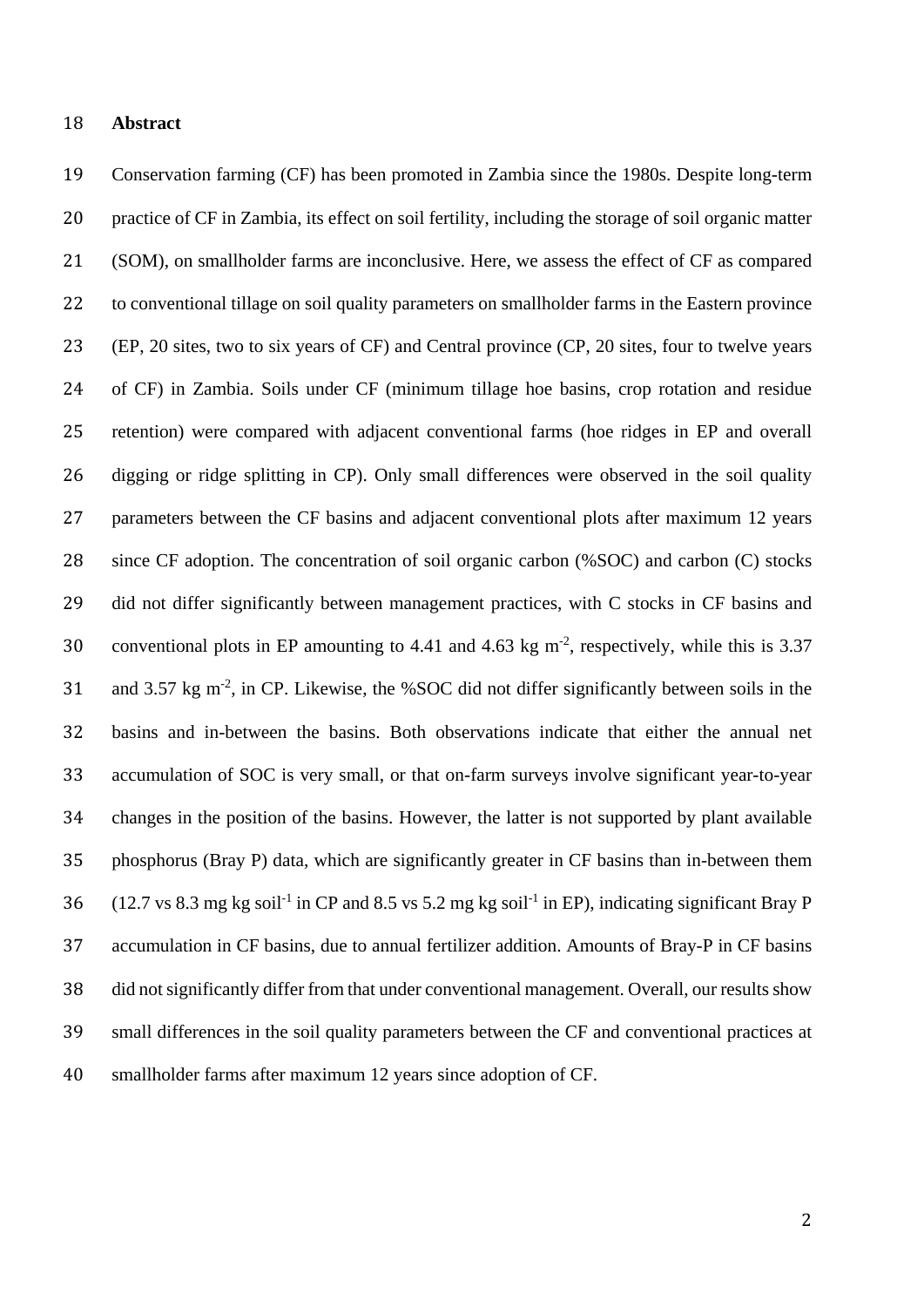## Abstract

Conservation farming (CF) has been promoted in Zambia since the 1980s. Despite long-term practice of CF in Zambia, its effect on soil fertility, including the storage of soil organic matter (SOM), on smallholder farms are inconclusive. Here, we assess the effect of CF as compared to conventional tillage on soil quality parameters on smallholder farms in the Eastern province (EP, 20 sites, two to six years of CF) and Central province (CP, 20 sites, four to twelve years of CF) in Zambia. Soils under CF (minimum tillage hoe basins, crop rotation and residue retention) were compared with adjacent conventional farms (hoe ridges in EP and overall digging or ridge splitting in CP). Only small differences were observed in the soil quality parameters between the CF basins and adjacent conventional plots after maximum 12 years since CF adoption. The concentration of soil organic carbon (%SOC) and carbon (C) stocks did not differ significantly between management practices, with C stocks in CF basins and conventional plots in EP amounting to 4.41 and 4.63 kg $m^{-2}$, respectively, while this is 3.37 and 3.57 kg $m^{-2}$, in CP. Likewise, the %SOC did not differ significantly between soils in the basins and in-between the basins. Both observations indicate that either the annual net accumulation of SOC is very small, or that on-farm surveys involve significant year-to-year changes in the position of the basins. However, the latter is not supported by plant available phosphorus (Bray P) data, which are significantly greater in CF basins than in-between them (12.7 vs 8.3 mg kg $soil^{-1}$ in CP and 8.5 vs 5.2 mg kg $soil^{-1}$ in EP), indicating significant Bray P accumulation in CF basins, due to annual fertilizer addition. Amounts of Bray-P in CF basins did not significantly differ from that under conventional management. Overall, our results show small differences in the soil quality parameters between the CF and conventional practices at smallholder farms after maximum 12 years since adoption of CF.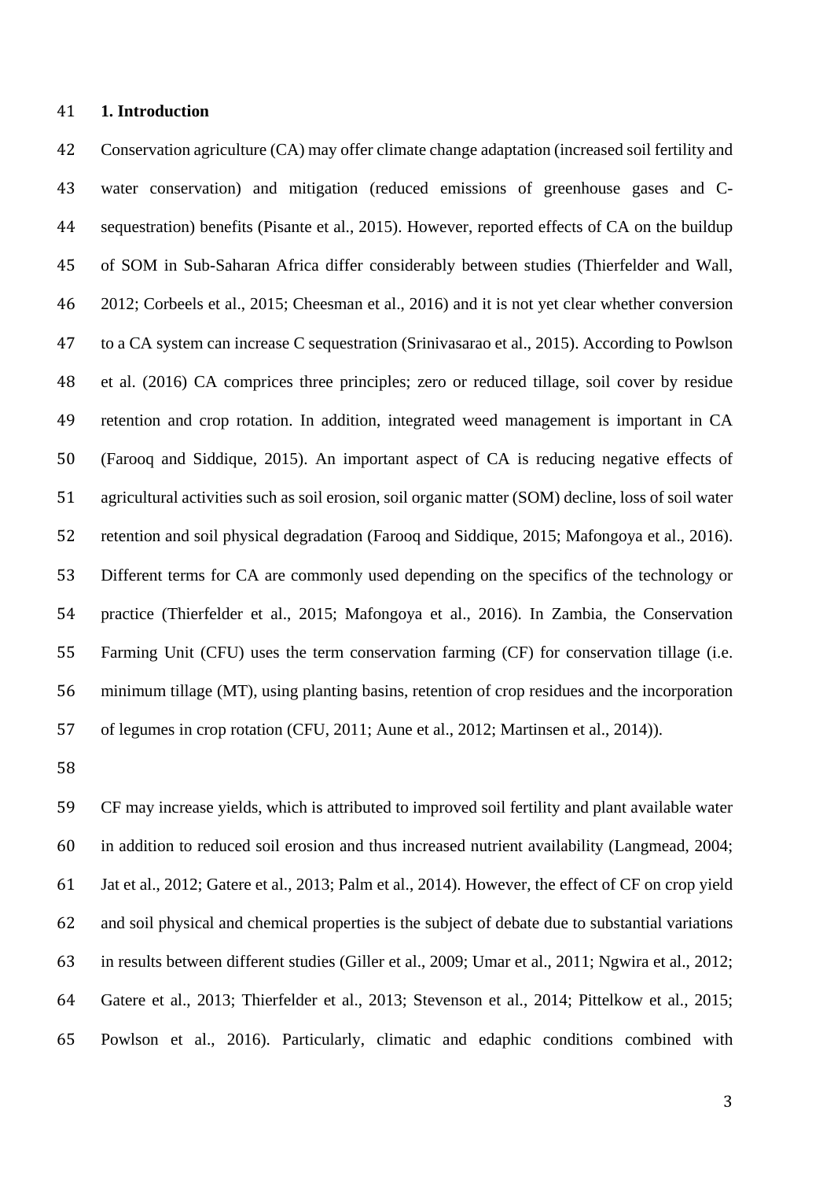## 1. Introduction

Conservation agriculture (CA) may offer climate change adaptation (increased soil fertility and water conservation) and mitigation (reduced emissions of greenhouse gases and C-sequestration) benefits (Pisante et al., 2015). However, reported effects of CA on the buildup of SOM in Sub-Saharan Africa differ considerably between studies (Thierfelder and Wall, 2012; Corbeels et al., 2015; Cheesman et al., 2016) and it is not yet clear whether conversion to a CA system can increase C sequestration (Srinivasarao et al., 2015). According to Powlson et al. (2016) CA comprices three principles; zero or reduced tillage, soil cover by residue retention and crop rotation. In addition, integrated weed management is important in CA (Farooq and Siddique, 2015). An important aspect of CA is reducing negative effects of agricultural activities such as soil erosion, soil organic matter (SOM) decline, loss of soil water retention and soil physical degradation (Farooq and Siddique, 2015; Mafongoya et al., 2016). Different terms for CA are commonly used depending on the specifics of the technology or practice (Thierfelder et al., 2015; Mafongoya et al., 2016). In Zambia, the Conservation Farming Unit (CFU) uses the term conservation farming (CF) for conservation tillage (i.e. minimum tillage (MT), using planting basins, retention of crop residues and the incorporation of legumes in crop rotation (CFU, 2011; Aune et al., 2012; Martinsen et al., 2014)).

CF may increase yields, which is attributed to improved soil fertility and plant available water in addition to reduced soil erosion and thus increased nutrient availability (Langmead, 2004; Jat et al., 2012; Gatere et al., 2013; Palm et al., 2014). However, the effect of CF on crop yield and soil physical and chemical properties is the subject of debate due to substantial variations in results between different studies (Giller et al., 2009; Umar et al., 2011; Ngwira et al., 2012; Gatere et al., 2013; Thierfelder et al., 2013; Stevenson et al., 2014; Pittelkow et al., 2015; Powlson et al., 2016). Particularly, climatic and edaphic conditions combined with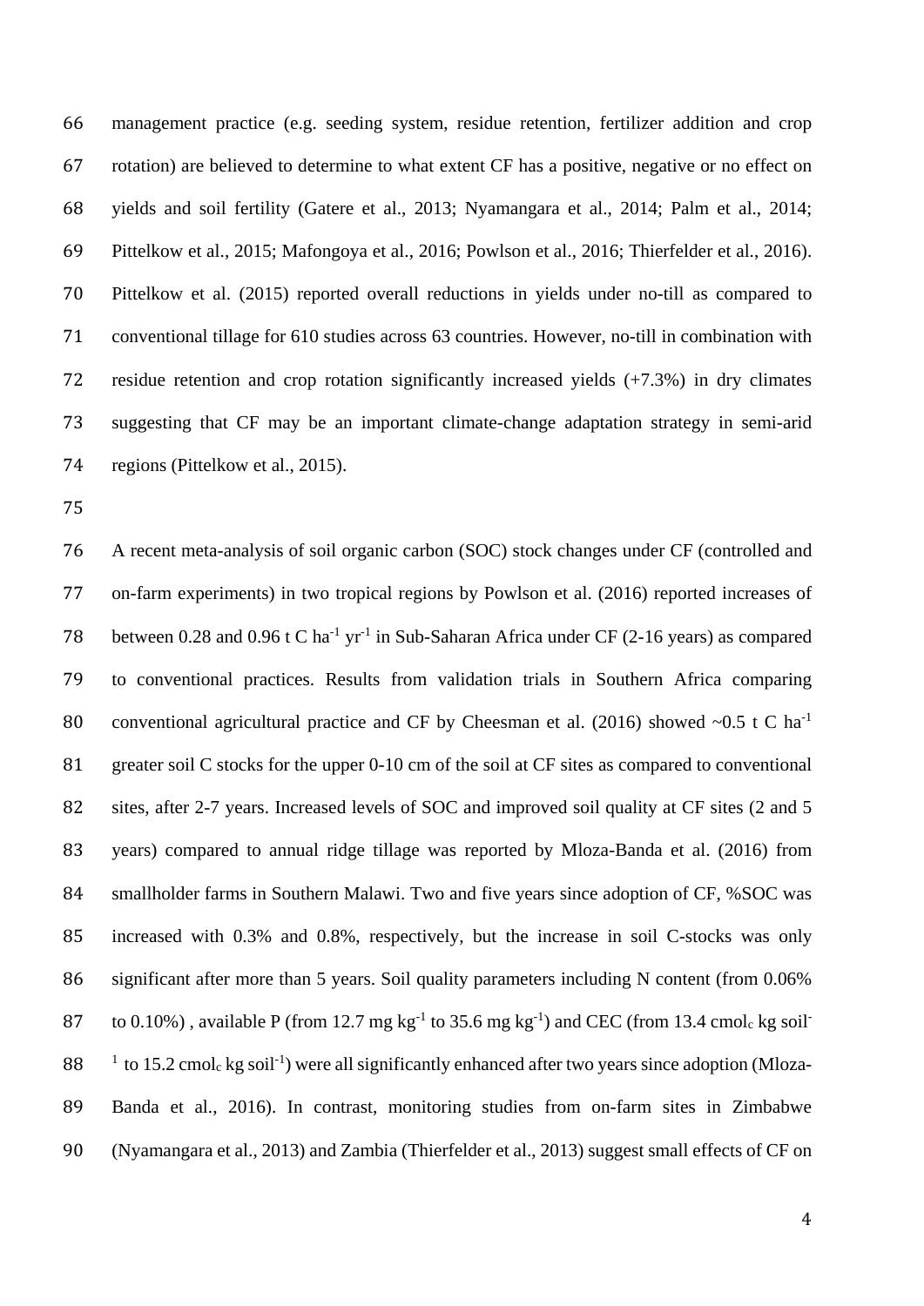management practice (e.g. seeding system, residue retention, fertilizer addition and crop rotation) are believed to determine to what extent CF has a positive, negative or no effect on yields and soil fertility (Gatere et al., 2013; Nyamangara et al., 2014; Palm et al., 2014; Pittelkow et al., 2015; Mafongoya et al., 2016; Powlson et al., 2016; Thierfelder et al., 2016). Pittelkow et al. (2015) reported overall reductions in yields under no-till as compared to conventional tillage for 610 studies across 63 countries. However, no-till in combination with residue retention and crop rotation significantly increased yields (+7.3%) in dry climates suggesting that CF may be an important climate-change adaptation strategy in semi-arid regions (Pittelkow et al., 2015).

A recent meta-analysis of soil organic carbon (SOC) stock changes under CF (controlled and on-farm experiments) in two tropical regions by Powlson et al. (2016) reported increases of between 0.28 and 0.96 t C $ha^{-1}$ $yr^{-1}$ in Sub-Saharan Africa under CF (2-16 years) as compared to conventional practices. Results from validation trials in Southern Africa comparing conventional agricultural practice and CF by Cheesman et al. (2016) showed ~0.5 t C $ha^{-1}$ greater soil C stocks for the upper 0-10 cm of the soil at CF sites as compared to conventional sites, after 2-7 years. Increased levels of SOC and improved soil quality at CF sites (2 and 5 years) compared to annual ridge tillage was reported by Mloza-Banda et al. (2016) from smallholder farms in Southern Malawi. Two and five years since adoption of CF, %SOC was increased with 0.3% and 0.8%, respectively, but the increase in soil C-stocks was only significant after more than 5 years. Soil quality parameters including N content (from 0.06% to 0.10%) , available P (from 12.7 mg $kg^{-1}$ to 35.6 mg $kg^{-1}$) and CEC (from 13.4 $cmol_c$ kg $soil^{-1}$ to 15.2 $cmol_c$ kg $soil^{-1}$) were all significantly enhanced after two years since adoption (Mloza-Banda et al., 2016). In contrast, monitoring studies from on-farm sites in Zimbabwe (Nyamangara et al., 2013) and Zambia (Thierfelder et al., 2013) suggest small effects of CF on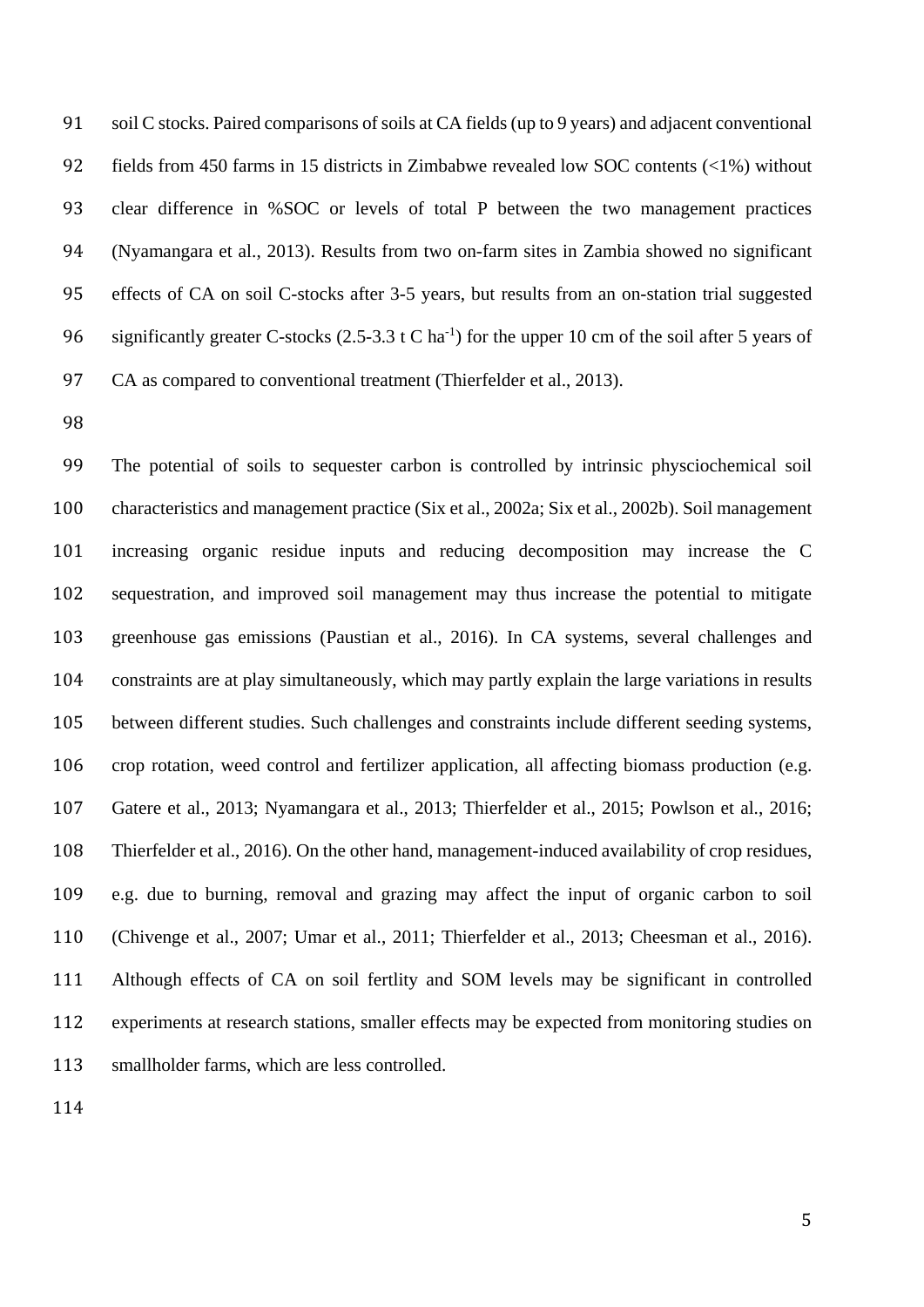soil C stocks. Paired comparisons of soils at CA fields (up to 9 years) and adjacent conventional fields from 450 farms in 15 districts in Zimbabwe revealed low SOC contents (<1%) without clear difference in %SOC or levels of total P between the two management practices (Nyamangara et al., 2013). Results from two on-farm sites in Zambia showed no significant effects of CA on soil C-stocks after 3-5 years, but results from an on-station trial suggested significantly greater C-stocks (2.5-3.3 t C $ha^{-1}$) for the upper 10 cm of the soil after 5 years of CA as compared to conventional treatment (Thierfelder et al., 2013).

The potential of soils to sequester carbon is controlled by intrinsic physciochemical soil characteristics and management practice (Six et al., 2002a; Six et al., 2002b). Soil management increasing organic residue inputs and reducing decomposition may increase the C sequestration, and improved soil management may thus increase the potential to mitigate greenhouse gas emissions (Paustian et al., 2016). In CA systems, several challenges and constraints are at play simultaneously, which may partly explain the large variations in results between different studies. Such challenges and constraints include different seeding systems, crop rotation, weed control and fertilizer application, all affecting biomass production (e.g. Gatere et al., 2013; Nyamangara et al., 2013; Thierfelder et al., 2015; Powlson et al., 2016; Thierfelder et al., 2016). On the other hand, management-induced availability of crop residues, e.g. due to burning, removal and grazing may affect the input of organic carbon to soil (Chivenge et al., 2007; Umar et al., 2011; Thierfelder et al., 2013; Cheesman et al., 2016). Although effects of CA on soil fertlity and SOM levels may be significant in controlled experiments at research stations, smaller effects may be expected from monitoring studies on smallholder farms, which are less controlled.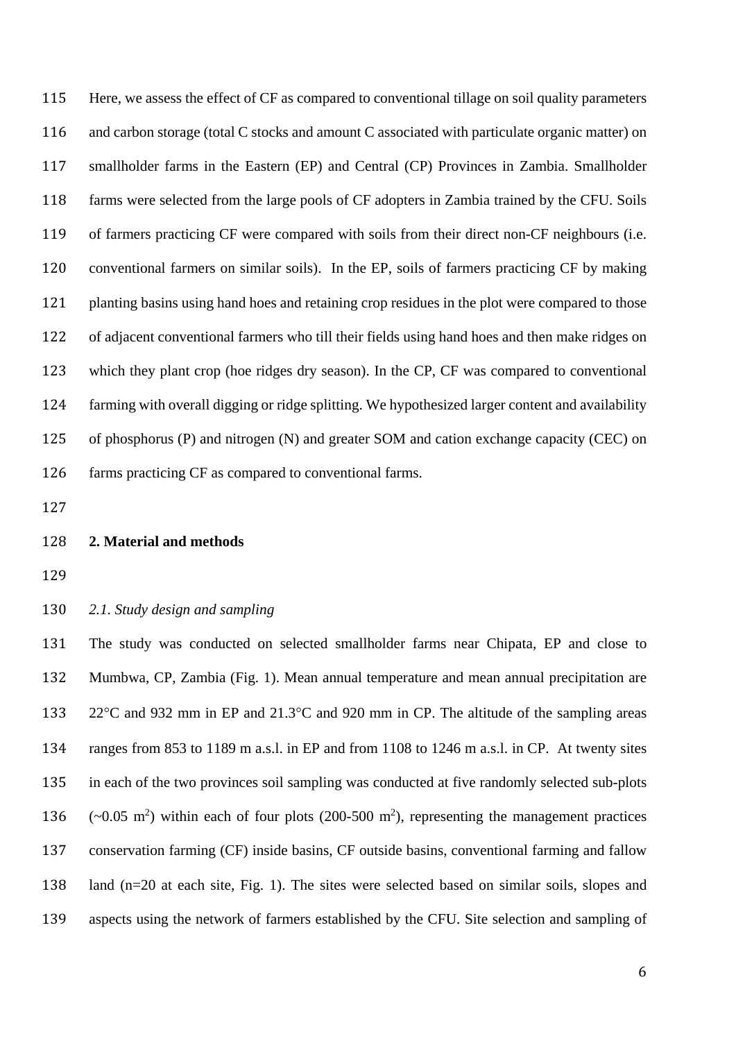Here, we assess the effect of CF as compared to conventional tillage on soil quality parameters and carbon storage (total C stocks and amount C associated with particulate organic matter) on smallholder farms in the Eastern (EP) and Central (CP) Provinces in Zambia. Smallholder farms were selected from the large pools of CF adopters in Zambia trained by the CFU. Soils of farmers practicing CF were compared with soils from their direct non-CF neighbours (i.e. conventional farmers on similar soils). In the EP, soils of farmers practicing CF by making planting basins using hand hoes and retaining crop residues in the plot were compared to those of adjacent conventional farmers who till their fields using hand hoes and then make ridges on which they plant crop (hoe ridges dry season). In the CP, CF was compared to conventional farming with overall digging or ridge splitting. We hypothesized larger content and availability of phosphorus (P) and nitrogen (N) and greater SOM and cation exchange capacity (CEC) on farms practicing CF as compared to conventional farms.

## 2. Material and methods

### *2.1. Study design and sampling*

The study was conducted on selected smallholder farms near Chipata, EP and close to Mumbwa, CP, Zambia (Fig. 1). Mean annual temperature and mean annual precipitation are 22°C and 932 mm in EP and 21.3°C and 920 mm in CP. The altitude of the sampling areas ranges from 853 to 1189 m a.s.l. in EP and from 1108 to 1246 m a.s.l. in CP. At twenty sites in each of the two provinces soil sampling was conducted at five randomly selected sub-plots (~0.05 $m^2$) within each of four plots (200-500 $m^2$), representing the management practices conservation farming (CF) inside basins, CF outside basins, conventional farming and fallow land (n=20 at each site, Fig. 1). The sites were selected based on similar soils, slopes and aspects using the network of farmers established by the CFU. Site selection and sampling of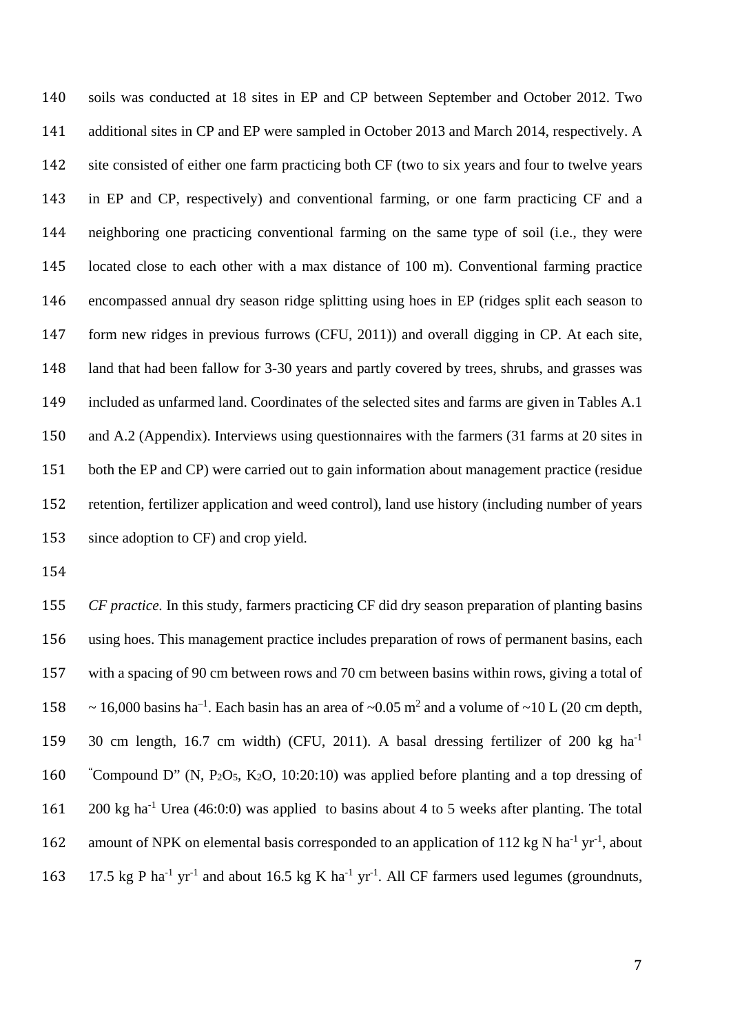soils was conducted at 18 sites in EP and CP between September and October 2012. Two additional sites in CP and EP were sampled in October 2013 and March 2014, respectively. A site consisted of either one farm practicing both CF (two to six years and four to twelve years in EP and CP, respectively) and conventional farming, or one farm practicing CF and a neighboring one practicing conventional farming on the same type of soil (i.e., they were located close to each other with a max distance of 100 m). Conventional farming practice encompassed annual dry season ridge splitting using hoes in EP (ridges split each season to form new ridges in previous furrows (CFU, 2011)) and overall digging in CP. At each site, land that had been fallow for 3-30 years and partly covered by trees, shrubs, and grasses was included as unfarmed land. Coordinates of the selected sites and farms are given in Tables A.1 and A.2 (Appendix). Interviews using questionnaires with the farmers (31 farms at 20 sites in both the EP and CP) were carried out to gain information about management practice (residue retention, fertilizer application and weed control), land use history (including number of years since adoption to CF) and crop yield.

*CF practice.* In this study, farmers practicing CF did dry season preparation of planting basins using hoes. This management practice includes preparation of rows of permanent basins, each with a spacing of 90 cm between rows and 70 cm between basins within rows, giving a total of ~ 16,000 basins ha$^{-1}$. Each basin has an area of ~0.05 m$^2$ and a volume of ~10 L (20 cm depth, 30 cm length, 16.7 cm width) (CFU, 2011). A basal dressing fertilizer of 200 kg ha$^{-1}$ "Compound D" (N, $P_2O_5$, $K_2O$, 10:20:10) was applied before planting and a top dressing of 200 kg ha$^{-1}$ Urea (46:0:0) was applied to basins about 4 to 5 weeks after planting. The total amount of NPK on elemental basis corresponded to an application of 112 kg N ha$^{-1}$ yr$^{-1}$, about 17.5 kg P ha$^{-1}$ yr$^{-1}$ and about 16.5 kg K ha$^{-1}$ yr$^{-1}$. All CF farmers used legumes (groundnuts,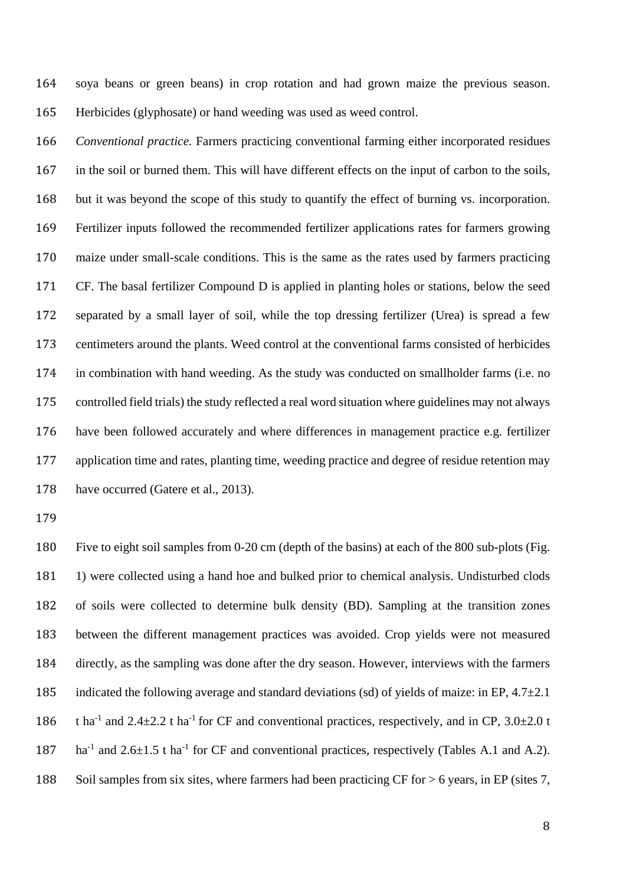soya beans or green beans) in crop rotation and had grown maize the previous season. Herbicides (glyphosate) or hand weeding was used as weed control.

*Conventional practice.* Farmers practicing conventional farming either incorporated residues in the soil or burned them. This will have different effects on the input of carbon to the soils, but it was beyond the scope of this study to quantify the effect of burning vs. incorporation. Fertilizer inputs followed the recommended fertilizer applications rates for farmers growing maize under small-scale conditions. This is the same as the rates used by farmers practicing CF. The basal fertilizer Compound D is applied in planting holes or stations, below the seed separated by a small layer of soil, while the top dressing fertilizer (Urea) is spread a few centimeters around the plants. Weed control at the conventional farms consisted of herbicides in combination with hand weeding. As the study was conducted on smallholder farms (i.e. no controlled field trials) the study reflected a real word situation where guidelines may not always have been followed accurately and where differences in management practice e.g. fertilizer application time and rates, planting time, weeding practice and degree of residue retention may have occurred (Gatere et al., 2013).

Five to eight soil samples from 0-20 cm (depth of the basins) at each of the 800 sub-plots (Fig. 1) were collected using a hand hoe and bulked prior to chemical analysis. Undisturbed clods of soils were collected to determine bulk density (BD). Sampling at the transition zones between the different management practices was avoided. Crop yields were not measured directly, as the sampling was done after the dry season. However, interviews with the farmers indicated the following average and standard deviations (sd) of yields of maize: in EP, 4.7±2.1 t $ha^{-1}$ and 2.4±2.2 t $ha^{-1}$ for CF and conventional practices, respectively, and in CP, 3.0±2.0 t $ha^{-1}$ and 2.6±1.5 t $ha^{-1}$ for CF and conventional practices, respectively (Tables A.1 and A.2). Soil samples from six sites, where farmers had been practicing CF for > 6 years, in EP (sites 7,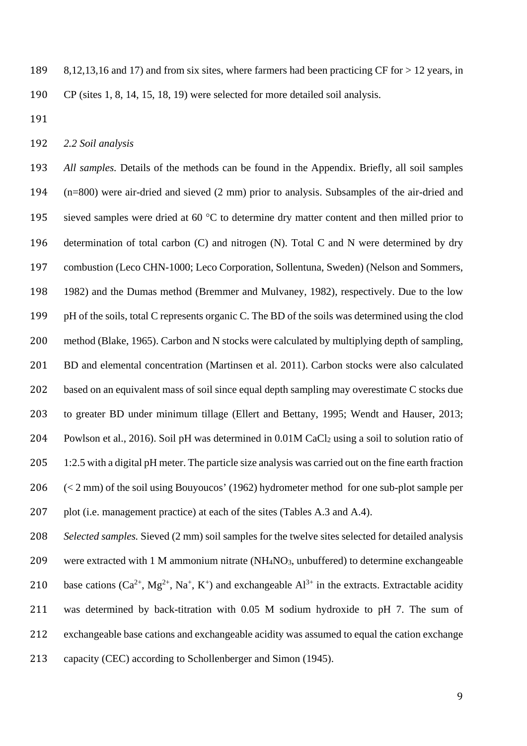8,12,13,16 and 17) and from six sites, where farmers had been practicing CF for > 12 years, in CP (sites 1, 8, 14, 15, 18, 19) were selected for more detailed soil analysis.

*2.2 Soil analysis*

*All samples.* Details of the methods can be found in the Appendix. Briefly, all soil samples (n=800) were air-dried and sieved (2 mm) prior to analysis. Subsamples of the air-dried and sieved samples were dried at 60 °C to determine dry matter content and then milled prior to determination of total carbon (C) and nitrogen (N). Total C and N were determined by dry combustion (Leco CHN-1000; Leco Corporation, Sollentuna, Sweden) (Nelson and Sommers, 1982) and the Dumas method (Bremmer and Mulvaney, 1982), respectively. Due to the low pH of the soils, total C represents organic C. The BD of the soils was determined using the clod method (Blake, 1965). Carbon and N stocks were calculated by multiplying depth of sampling, BD and elemental concentration (Martinsen et al. 2011). Carbon stocks were also calculated based on an equivalent mass of soil since equal depth sampling may overestimate C stocks due to greater BD under minimum tillage (Ellert and Bettany, 1995; Wendt and Hauser, 2013; Powlson et al., 2016). Soil pH was determined in 0.01M $CaCl_2$ using a soil to solution ratio of 1:2.5 with a digital pH meter. The particle size analysis was carried out on the fine earth fraction (< 2 mm) of the soil using Bouyoucos' (1962) hydrometer method for one sub-plot sample per plot (i.e. management practice) at each of the sites (Tables A.3 and A.4).

*Selected samples.* Sieved (2 mm) soil samples for the twelve sites selected for detailed analysis were extracted with 1 M ammonium nitrate ($NH_4NO_3$, unbuffered) to determine exchangeable base cations ($Ca^{2+}$, $Mg^{2+}$, $Na^{+}$, $K^{+}$) and exchangeable $Al^{3+}$ in the extracts. Extractable acidity was determined by back-titration with 0.05 M sodium hydroxide to pH 7. The sum of exchangeable base cations and exchangeable acidity was assumed to equal the cation exchange capacity (CEC) according to Schollenberger and Simon (1945).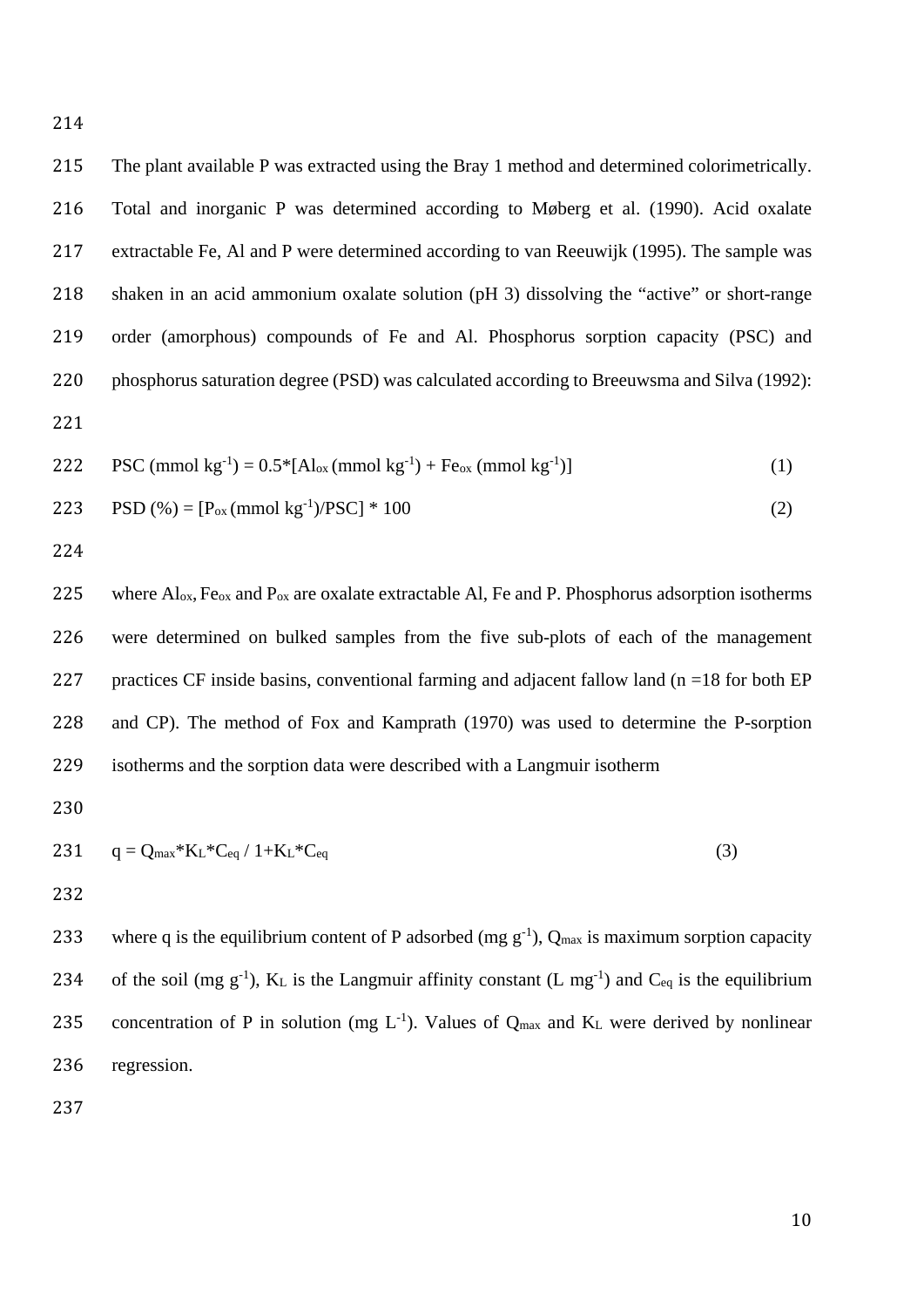The plant available P was extracted using the Bray 1 method and determined colorimetrically. Total and inorganic P was determined according to Møberg et al. (1990). Acid oxalate extractable Fe, Al and P were determined according to van Reeuwijk (1995). The sample was shaken in an acid ammonium oxalate solution (pH 3) dissolving the "active" or short-range order (amorphous) compounds of Fe and Al. Phosphorus sorption capacity (PSC) and phosphorus saturation degree (PSD) was calculated according to Breeuwsma and Silva (1992):

$$\text{PSC (mmol kg}^{-1}\text{)} = 0.5*[\text{Al}_{ox}\text{ (mmol kg}^{-1}\text{)} + \text{Fe}_{ox}\text{ (mmol kg}^{-1}\text{)}] \quad (1)$$

$$\text{PSD (\%)} = [\text{P}_{ox}\text{ (mmol kg}^{-1}\text{)}/\text{PSC}] * 100 \quad (2)$$

where $Al_{ox}$, $Fe_{ox}$ and $P_{ox}$ are oxalate extractable Al, Fe and P. Phosphorus adsorption isotherms were determined on bulked samples from the five sub-plots of each of the management practices CF inside basins, conventional farming and adjacent fallow land (n =18 for both EP and CP). The method of Fox and Kamprath (1970) was used to determine the P-sorption isotherms and the sorption data were described with a Langmuir isotherm

$$q = Q_{max}*K_L*C_{eq} / 1+K_L*C_{eq} \quad (3)$$

where q is the equilibrium content of P adsorbed (mg $g^{-1}$), $Q_{max}$ is maximum sorption capacity of the soil (mg $g^{-1}$), $K_L$ is the Langmuir affinity constant (L $mg^{-1}$) and $C_{eq}$ is the equilibrium concentration of P in solution (mg $L^{-1}$). Values of $Q_{max}$ and $K_L$ were derived by nonlinear regression.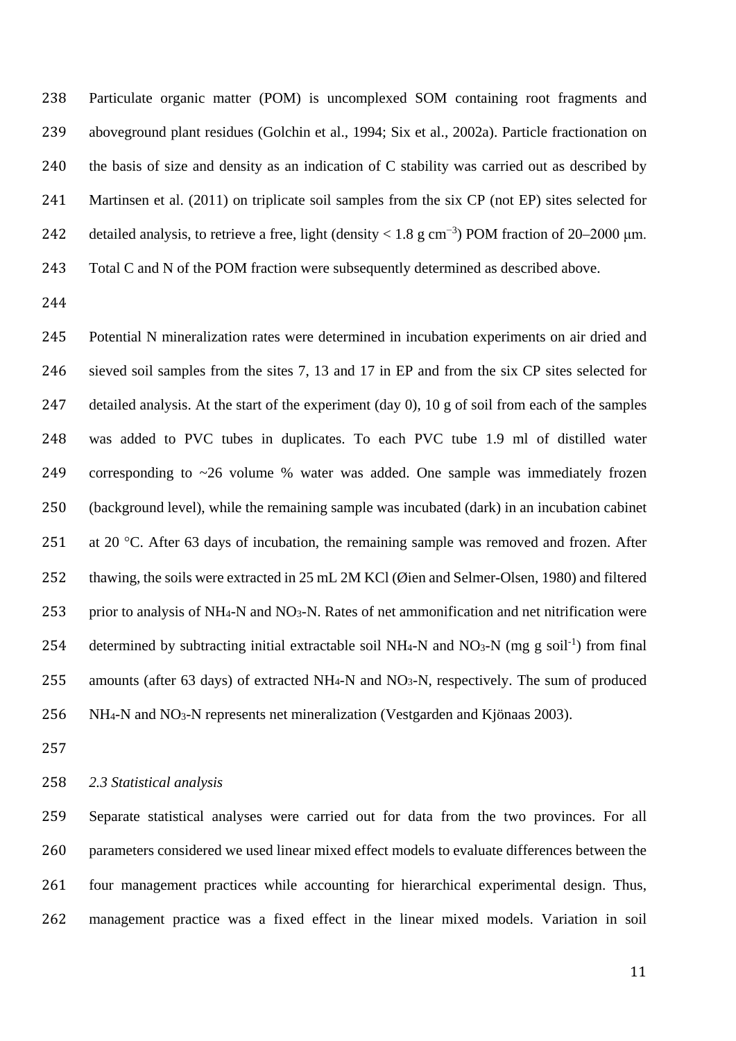Particulate organic matter (POM) is uncomplexed SOM containing root fragments and aboveground plant residues (Golchin et al., 1994; Six et al., 2002a). Particle fractionation on the basis of size and density as an indication of C stability was carried out as described by Martinsen et al. (2011) on triplicate soil samples from the six CP (not EP) sites selected for detailed analysis, to retrieve a free, light (density < 1.8 g $cm^{-3}$) POM fraction of 20–2000 μm. Total C and N of the POM fraction were subsequently determined as described above.

Potential N mineralization rates were determined in incubation experiments on air dried and sieved soil samples from the sites 7, 13 and 17 in EP and from the six CP sites selected for detailed analysis. At the start of the experiment (day 0), 10 g of soil from each of the samples was added to PVC tubes in duplicates. To each PVC tube 1.9 ml of distilled water corresponding to ~26 volume % water was added. One sample was immediately frozen (background level), while the remaining sample was incubated (dark) in an incubation cabinet at 20 °C. After 63 days of incubation, the remaining sample was removed and frozen. After thawing, the soils were extracted in 25 mL 2M KCl (Øien and Selmer-Olsen, 1980) and filtered prior to analysis of $NH_4$-N and $NO_3$-N. Rates of net ammonification and net nitrification were determined by subtracting initial extractable soil $NH_4$-N and $NO_3$-N (mg g $soil^{-1}$) from final amounts (after 63 days) of extracted $NH_4$-N and $NO_3$-N, respectively. The sum of produced $NH_4$-N and $NO_3$-N represents net mineralization (Vestgarden and Kjönaas 2003).

### *2.3 Statistical analysis*

Separate statistical analyses were carried out for data from the two provinces. For all parameters considered we used linear mixed effect models to evaluate differences between the four management practices while accounting for hierarchical experimental design. Thus, management practice was a fixed effect in the linear mixed models. Variation in soil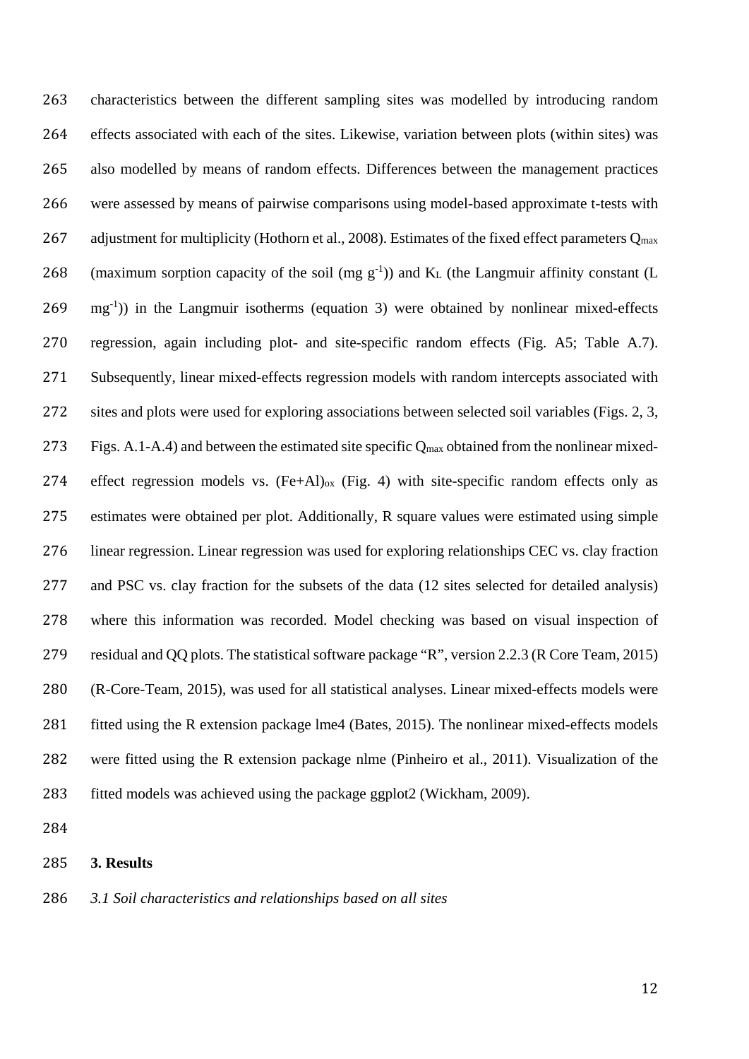characteristics between the different sampling sites was modelled by introducing random effects associated with each of the sites. Likewise, variation between plots (within sites) was also modelled by means of random effects. Differences between the management practices were assessed by means of pairwise comparisons using model-based approximate t-tests with adjustment for multiplicity (Hothorn et al., 2008). Estimates of the fixed effect parameters $Q_{max}$ (maximum sorption capacity of the soil (mg $g^{-1}$)) and $K_L$ (the Langmuir affinity constant (L $mg^{-1}$)) in the Langmuir isotherms (equation 3) were obtained by nonlinear mixed-effects regression, again including plot- and site-specific random effects (Fig. A5; Table A.7). Subsequently, linear mixed-effects regression models with random intercepts associated with sites and plots were used for exploring associations between selected soil variables (Figs. 2, 3, Figs. A.1-A.4) and between the estimated site specific $Q_{max}$ obtained from the nonlinear mixed-effect regression models vs. $(Fe+Al)_{ox}$ (Fig. 4) with site-specific random effects only as estimates were obtained per plot. Additionally, R square values were estimated using simple linear regression. Linear regression was used for exploring relationships CEC vs. clay fraction and PSC vs. clay fraction for the subsets of the data (12 sites selected for detailed analysis) where this information was recorded. Model checking was based on visual inspection of residual and QQ plots. The statistical software package "R", version 2.2.3 (R Core Team, 2015) (R-Core-Team, 2015), was used for all statistical analyses. Linear mixed-effects models were fitted using the R extension package lme4 (Bates, 2015). The nonlinear mixed-effects models were fitted using the R extension package nlme (Pinheiro et al., 2011). Visualization of the fitted models was achieved using the package ggplot2 (Wickham, 2009).

## 3. Results

### *3.1 Soil characteristics and relationships based on all sites*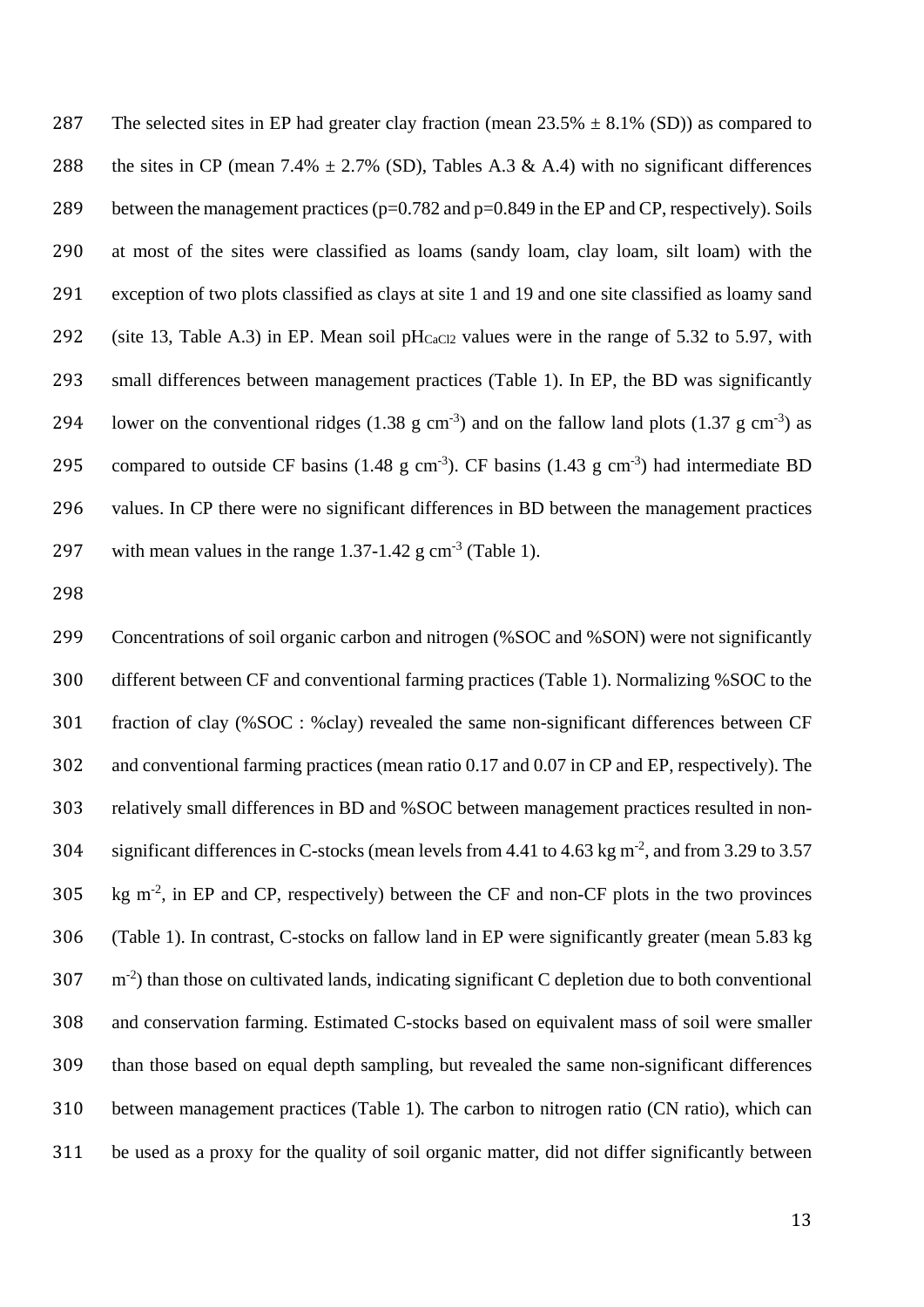The selected sites in EP had greater clay fraction (mean 23.5% ± 8.1% (SD)) as compared to the sites in CP (mean 7.4% ± 2.7% (SD), Tables A.3 & A.4) with no significant differences between the management practices ($p=0.782$ and $p=0.849$ in the EP and CP, respectively). Soils at most of the sites were classified as loams (sandy loam, clay loam, silt loam) with the exception of two plots classified as clays at site 1 and 19 and one site classified as loamy sand (site 13, Table A.3) in EP. Mean soil $pH_{CaCl2}$ values were in the range of 5.32 to 5.97, with small differences between management practices (Table 1). In EP, the BD was significantly lower on the conventional ridges (1.38 g $cm^{-3}$) and on the fallow land plots (1.37 g $cm^{-3}$) as compared to outside CF basins (1.48 g $cm^{-3}$). CF basins (1.43 g $cm^{-3}$) had intermediate BD values. In CP there were no significant differences in BD between the management practices with mean values in the range 1.37-1.42 g $cm^{-3}$ (Table 1).

Concentrations of soil organic carbon and nitrogen (%SOC and %SON) were not significantly different between CF and conventional farming practices (Table 1). Normalizing %SOC to the fraction of clay (%SOC : %clay) revealed the same non-significant differences between CF and conventional farming practices (mean ratio 0.17 and 0.07 in CP and EP, respectively). The relatively small differences in BD and %SOC between management practices resulted in non-significant differences in C-stocks (mean levels from 4.41 to 4.63 kg $m^{-2}$, and from 3.29 to 3.57 kg $m^{-2}$, in EP and CP, respectively) between the CF and non-CF plots in the two provinces (Table 1). In contrast, C-stocks on fallow land in EP were significantly greater (mean 5.83 kg $m^{-2}$) than those on cultivated lands, indicating significant C depletion due to both conventional and conservation farming. Estimated C-stocks based on equivalent mass of soil were smaller than those based on equal depth sampling, but revealed the same non-significant differences between management practices (Table 1). The carbon to nitrogen ratio (CN ratio), which can be used as a proxy for the quality of soil organic matter, did not differ significantly between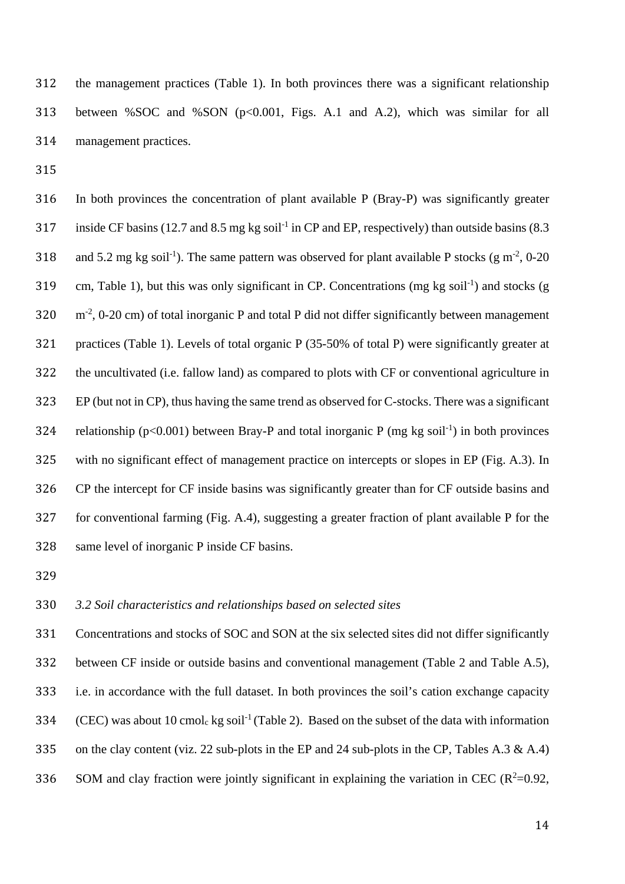the management practices (Table 1). In both provinces there was a significant relationship between %SOC and %SON ($p<0.001$, Figs. A.1 and A.2), which was similar for all management practices.

In both provinces the concentration of plant available P (Bray-P) was significantly greater inside CF basins (12.7 and 8.5 mg kg soil$^{-1}$ in CP and EP, respectively) than outside basins (8.3 and 5.2 mg kg soil$^{-1}$). The same pattern was observed for plant available P stocks (g m$^{-2}$, 0-20 cm, Table 1), but this was only significant in CP. Concentrations (mg kg soil$^{-1}$) and stocks (g m$^{-2}$, 0-20 cm) of total inorganic P and total P did not differ significantly between management practices (Table 1). Levels of total organic P (35-50% of total P) were significantly greater at the uncultivated (i.e. fallow land) as compared to plots with CF or conventional agriculture in EP (but not in CP), thus having the same trend as observed for C-stocks. There was a significant relationship ($p<0.001$) between Bray-P and total inorganic P (mg kg soil$^{-1}$) in both provinces with no significant effect of management practice on intercepts or slopes in EP (Fig. A.3). In CP the intercept for CF inside basins was significantly greater than for CF outside basins and for conventional farming (Fig. A.4), suggesting a greater fraction of plant available P for the same level of inorganic P inside CF basins.

### *3.2 Soil characteristics and relationships based on selected sites*

Concentrations and stocks of SOC and SON at the six selected sites did not differ significantly between CF inside or outside basins and conventional management (Table 2 and Table A.5), i.e. in accordance with the full dataset. In both provinces the soil's cation exchange capacity (CEC) was about 10 cmol$_c$ kg soil$^{-1}$ (Table 2). Based on the subset of the data with information on the clay content (viz. 22 sub-plots in the EP and 24 sub-plots in the CP, Tables A.3 & A.4) SOM and clay fraction were jointly significant in explaining the variation in CEC ($R^2$=0.92,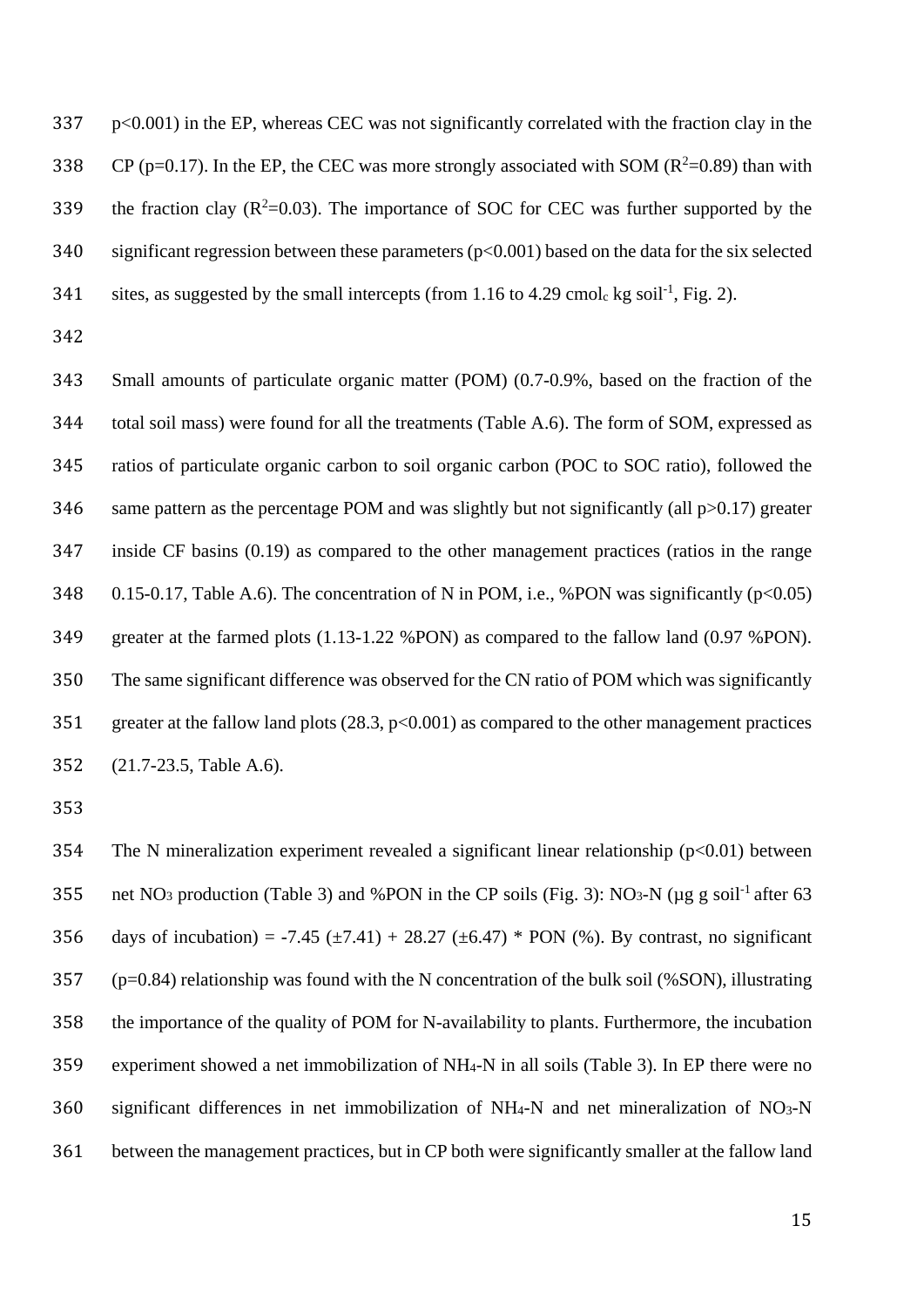p<0.001) in the EP, whereas CEC was not significantly correlated with the fraction clay in the CP (p=0.17). In the EP, the CEC was more strongly associated with SOM ($R^2$=0.89) than with the fraction clay ($R^2$=0.03). The importance of SOC for CEC was further supported by the significant regression between these parameters (p<0.001) based on the data for the six selected sites, as suggested by the small intercepts (from 1.16 to 4.29 $cmol_c$ kg $soil^{-1}$, Fig. 2).

Small amounts of particulate organic matter (POM) (0.7-0.9%, based on the fraction of the total soil mass) were found for all the treatments (Table A.6). The form of SOM, expressed as ratios of particulate organic carbon to soil organic carbon (POC to SOC ratio), followed the same pattern as the percentage POM and was slightly but not significantly (all p>0.17) greater inside CF basins (0.19) as compared to the other management practices (ratios in the range 0.15-0.17, Table A.6). The concentration of N in POM, i.e., %PON was significantly (p<0.05) greater at the farmed plots (1.13-1.22 %PON) as compared to the fallow land (0.97 %PON). The same significant difference was observed for the CN ratio of POM which was significantly greater at the fallow land plots (28.3, p<0.001) as compared to the other management practices (21.7-23.5, Table A.6).

The N mineralization experiment revealed a significant linear relationship (p<0.01) between net $NO_3$ production (Table 3) and %PON in the CP soils (Fig. 3): $NO_3$-N (µg g $soil^{-1}$ after 63 days of incubation) = -7.45 (±7.41) + 28.27 (±6.47) * PON (%). By contrast, no significant (p=0.84) relationship was found with the N concentration of the bulk soil (%SON), illustrating the importance of the quality of POM for N-availability to plants. Furthermore, the incubation experiment showed a net immobilization of $NH_4$-N in all soils (Table 3). In EP there were no significant differences in net immobilization of $NH_4$-N and net mineralization of $NO_3$-N between the management practices, but in CP both were significantly smaller at the fallow land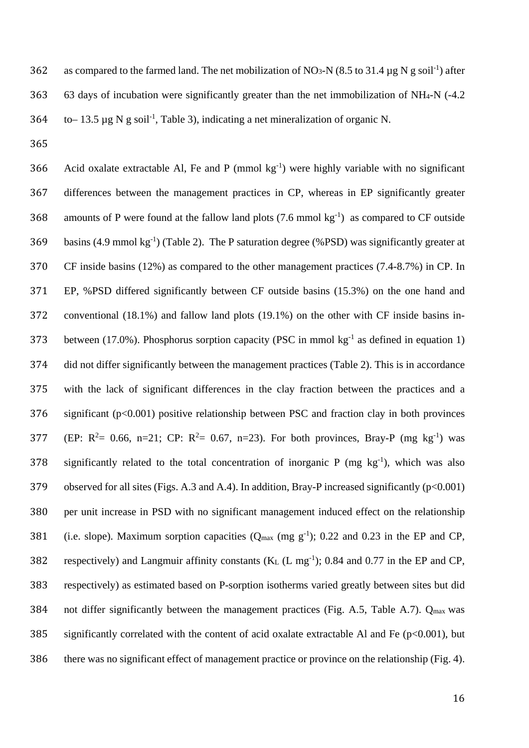as compared to the farmed land. The net mobilization of $NO_3$-N (8.5 to 31.4 µg N g soil$^{-1}$) after 63 days of incubation were significantly greater than the net immobilization of $NH_4$-N (-4.2 to– 13.5 µg N g soil$^{-1}$, Table 3), indicating a net mineralization of organic N.

Acid oxalate extractable Al, Fe and P (mmol kg$^{-1}$) were highly variable with no significant differences between the management practices in CP, whereas in EP significantly greater amounts of P were found at the fallow land plots (7.6 mmol kg$^{-1}$) as compared to CF outside basins (4.9 mmol kg$^{-1}$) (Table 2). The P saturation degree (%PSD) was significantly greater at CF inside basins (12%) as compared to the other management practices (7.4-8.7%) in CP. In EP, %PSD differed significantly between CF outside basins (15.3%) on the one hand and conventional (18.1%) and fallow land plots (19.1%) on the other with CF inside basins in-between (17.0%). Phosphorus sorption capacity (PSC in mmol kg$^{-1}$ as defined in equation 1) did not differ significantly between the management practices (Table 2). This is in accordance with the lack of significant differences in the clay fraction between the practices and a significant ($p<0.001$) positive relationship between PSC and fraction clay in both provinces (EP: $R^2$= 0.66, n=21; CP: $R^2$= 0.67, n=23). For both provinces, Bray-P (mg kg$^{-1}$) was significantly related to the total concentration of inorganic P (mg kg$^{-1}$), which was also observed for all sites (Figs. A.3 and A.4). In addition, Bray-P increased significantly ($p<0.001$) per unit increase in PSD with no significant management induced effect on the relationship (i.e. slope). Maximum sorption capacities ($Q_{max}$ (mg g$^{-1}$); 0.22 and 0.23 in the EP and CP, respectively) and Langmuir affinity constants ($K_L$ (L mg$^{-1}$); 0.84 and 0.77 in the EP and CP, respectively) as estimated based on P-sorption isotherms varied greatly between sites but did not differ significantly between the management practices (Fig. A.5, Table A.7). $Q_{max}$ was significantly correlated with the content of acid oxalate extractable Al and Fe ($p<0.001$), but there was no significant effect of management practice or province on the relationship (Fig. 4).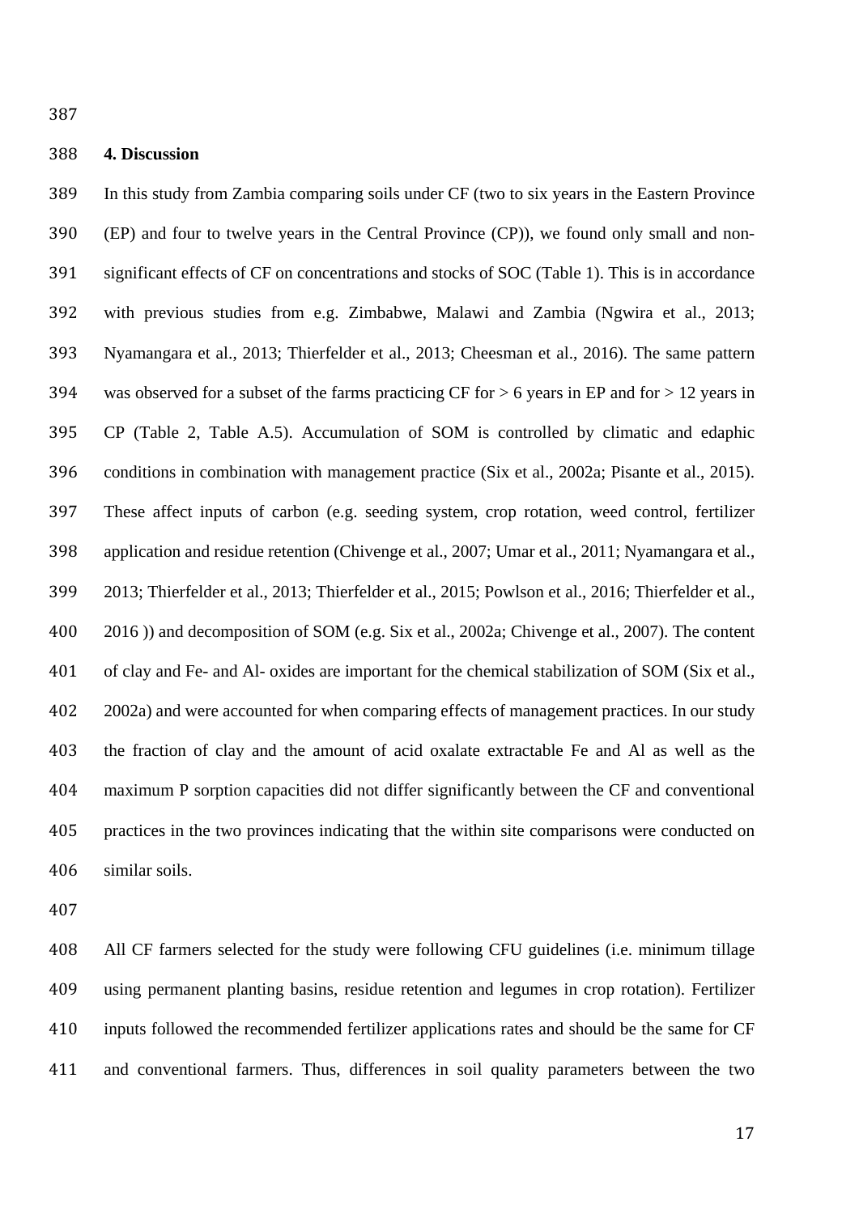## 4. Discussion

In this study from Zambia comparing soils under CF (two to six years in the Eastern Province (EP) and four to twelve years in the Central Province (CP)), we found only small and non-significant effects of CF on concentrations and stocks of SOC (Table 1). This is in accordance with previous studies from e.g. Zimbabwe, Malawi and Zambia (Ngwira et al., 2013; Nyamangara et al., 2013; Thierfelder et al., 2013; Cheesman et al., 2016). The same pattern was observed for a subset of the farms practicing CF for > 6 years in EP and for > 12 years in CP (Table 2, Table A.5). Accumulation of SOM is controlled by climatic and edaphic conditions in combination with management practice (Six et al., 2002a; Pisante et al., 2015). These affect inputs of carbon (e.g. seeding system, crop rotation, weed control, fertilizer application and residue retention (Chivenge et al., 2007; Umar et al., 2011; Nyamangara et al., 2013; Thierfelder et al., 2013; Thierfelder et al., 2015; Powlson et al., 2016; Thierfelder et al., 2016 )) and decomposition of SOM (e.g. Six et al., 2002a; Chivenge et al., 2007). The content of clay and Fe- and Al- oxides are important for the chemical stabilization of SOM (Six et al., 2002a) and were accounted for when comparing effects of management practices. In our study the fraction of clay and the amount of acid oxalate extractable Fe and Al as well as the maximum P sorption capacities did not differ significantly between the CF and conventional practices in the two provinces indicating that the within site comparisons were conducted on similar soils.

All CF farmers selected for the study were following CFU guidelines (i.e. minimum tillage using permanent planting basins, residue retention and legumes in crop rotation). Fertilizer inputs followed the recommended fertilizer applications rates and should be the same for CF and conventional farmers. Thus, differences in soil quality parameters between the two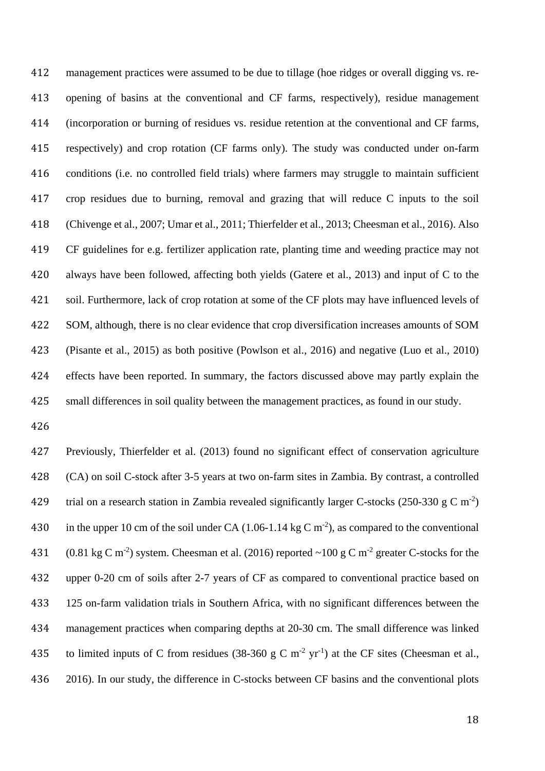management practices were assumed to be due to tillage (hoe ridges or overall digging vs. re-opening of basins at the conventional and CF farms, respectively), residue management (incorporation or burning of residues vs. residue retention at the conventional and CF farms, respectively) and crop rotation (CF farms only). The study was conducted under on-farm conditions (i.e. no controlled field trials) where farmers may struggle to maintain sufficient crop residues due to burning, removal and grazing that will reduce C inputs to the soil (Chivenge et al., 2007; Umar et al., 2011; Thierfelder et al., 2013; Cheesman et al., 2016). Also CF guidelines for e.g. fertilizer application rate, planting time and weeding practice may not always have been followed, affecting both yields (Gatere et al., 2013) and input of C to the soil. Furthermore, lack of crop rotation at some of the CF plots may have influenced levels of SOM, although, there is no clear evidence that crop diversification increases amounts of SOM (Pisante et al., 2015) as both positive (Powlson et al., 2016) and negative (Luo et al., 2010) effects have been reported. In summary, the factors discussed above may partly explain the small differences in soil quality between the management practices, as found in our study.

Previously, Thierfelder et al. (2013) found no significant effect of conservation agriculture (CA) on soil C-stock after 3-5 years at two on-farm sites in Zambia. By contrast, a controlled trial on a research station in Zambia revealed significantly larger C-stocks (250-330 g C $m^{-2}$) in the upper 10 cm of the soil under CA (1.06-1.14 kg C $m^{-2}$), as compared to the conventional (0.81 kg C $m^{-2}$) system. Cheesman et al. (2016) reported ~100 g C $m^{-2}$ greater C-stocks for the upper 0-20 cm of soils after 2-7 years of CF as compared to conventional practice based on 125 on-farm validation trials in Southern Africa, with no significant differences between the management practices when comparing depths at 20-30 cm. The small difference was linked to limited inputs of C from residues (38-360 g C $m^{-2}$ $yr^{-1}$) at the CF sites (Cheesman et al., 2016). In our study, the difference in C-stocks between CF basins and the conventional plots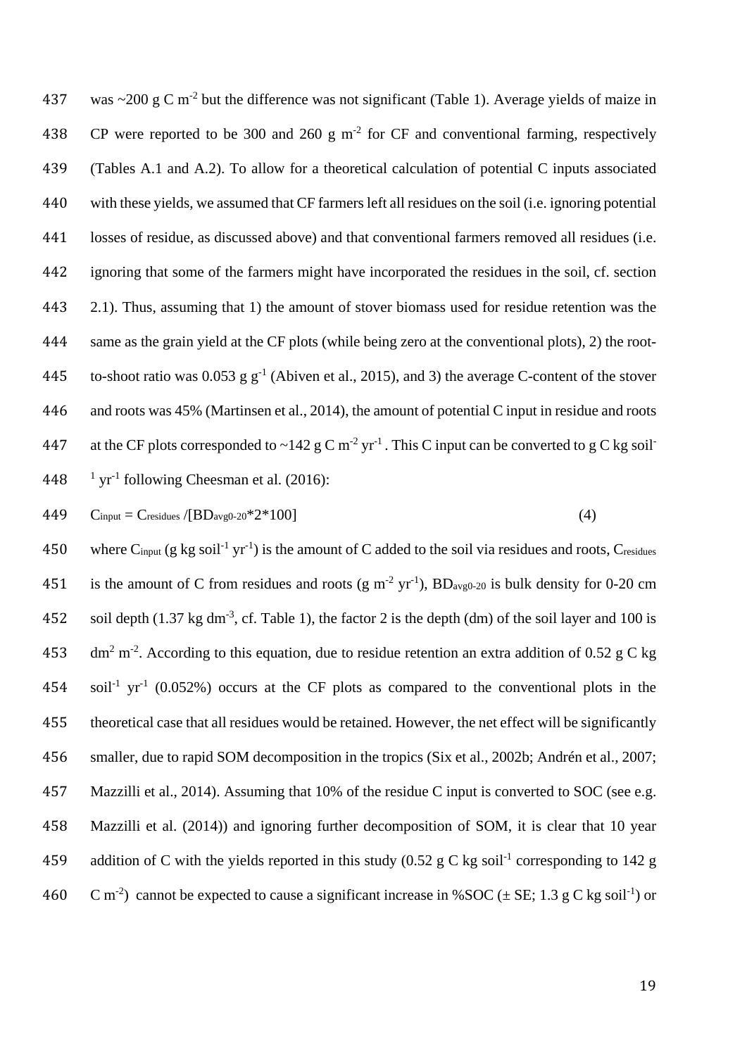was ~200 g C $m^{-2}$ but the difference was not significant (Table 1). Average yields of maize in CP were reported to be 300 and 260 g $m^{-2}$ for CF and conventional farming, respectively (Tables A.1 and A.2). To allow for a theoretical calculation of potential C inputs associated with these yields, we assumed that CF farmers left all residues on the soil (i.e. ignoring potential losses of residue, as discussed above) and that conventional farmers removed all residues (i.e. ignoring that some of the farmers might have incorporated the residues in the soil, cf. section 2.1). Thus, assuming that 1) the amount of stover biomass used for residue retention was the same as the grain yield at the CF plots (while being zero at the conventional plots), 2) the root-to-shoot ratio was 0.053 g $g^{-1}$ (Abiven et al., 2015), and 3) the average C-content of the stover and roots was 45% (Martinsen et al., 2014), the amount of potential C input in residue and roots at the CF plots corresponded to ~142 g C $m^{-2}$ $yr^{-1}$. This C input can be converted to g C kg $soil^{-1}$ $yr^{-1}$ following Cheesman et al. (2016):

$$C_{input} = C_{residues} / [BD_{avg0\text{-}20} * 2 * 100] \qquad (4)$$

where $C_{input}$ (g kg $soil^{-1}$ $yr^{-1}$) is the amount of C added to the soil via residues and roots, $C_{residues}$ is the amount of C from residues and roots (g $m^{-2}$ $yr^{-1}$), $BD_{avg0\text{-}20}$ is bulk density for 0-20 cm soil depth (1.37 kg $dm^{-3}$, cf. Table 1), the factor 2 is the depth (dm) of the soil layer and 100 is $dm^2$ $m^{-2}$. According to this equation, due to residue retention an extra addition of 0.52 g C kg $soil^{-1}$ $yr^{-1}$ (0.052%) occurs at the CF plots as compared to the conventional plots in the theoretical case that all residues would be retained. However, the net effect will be significantly smaller, due to rapid SOM decomposition in the tropics (Six et al., 2002b; Andrén et al., 2007; Mazzilli et al., 2014). Assuming that 10% of the residue C input is converted to SOC (see e.g. Mazzilli et al. (2014)) and ignoring further decomposition of SOM, it is clear that 10 year addition of C with the yields reported in this study (0.52 g C kg $soil^{-1}$ corresponding to 142 g C $m^{-2}$) cannot be expected to cause a significant increase in %SOC (± SE; 1.3 g C kg $soil^{-1}$) or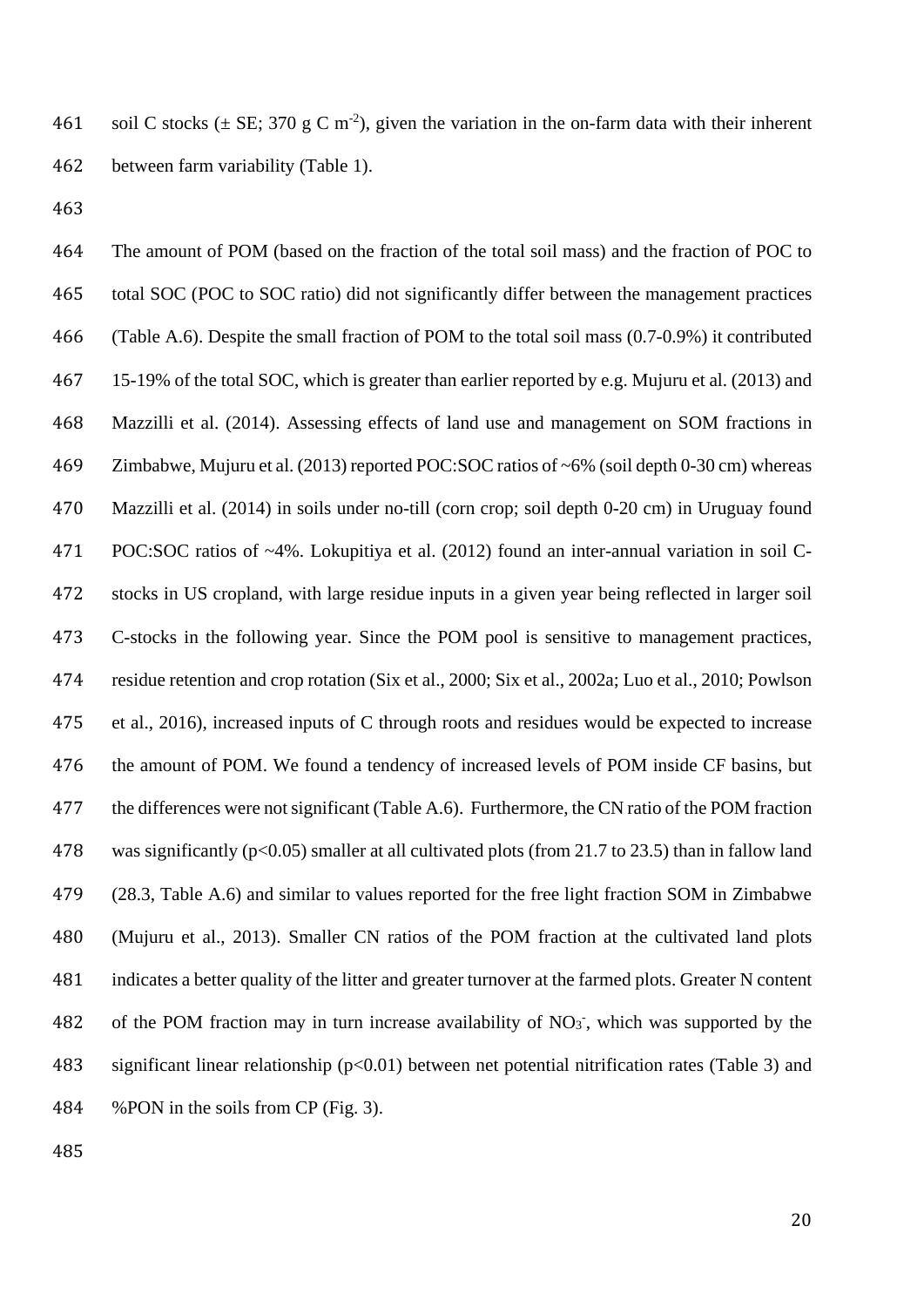soil C stocks (± SE; 370 g C $m^{-2}$), given the variation in the on-farm data with their inherent between farm variability (Table 1).

The amount of POM (based on the fraction of the total soil mass) and the fraction of POC to total SOC (POC to SOC ratio) did not significantly differ between the management practices (Table A.6). Despite the small fraction of POM to the total soil mass (0.7-0.9%) it contributed 15-19% of the total SOC, which is greater than earlier reported by e.g. Mujuru et al. (2013) and Mazzilli et al. (2014). Assessing effects of land use and management on SOM fractions in Zimbabwe, Mujuru et al. (2013) reported POC:SOC ratios of ~6% (soil depth 0-30 cm) whereas Mazzilli et al. (2014) in soils under no-till (corn crop; soil depth 0-20 cm) in Uruguay found POC:SOC ratios of ~4%. Lokupitiya et al. (2012) found an inter-annual variation in soil C-stocks in US cropland, with large residue inputs in a given year being reflected in larger soil C-stocks in the following year. Since the POM pool is sensitive to management practices, residue retention and crop rotation (Six et al., 2000; Six et al., 2002a; Luo et al., 2010; Powlson et al., 2016), increased inputs of C through roots and residues would be expected to increase the amount of POM. We found a tendency of increased levels of POM inside CF basins, but the differences were not significant (Table A.6). Furthermore, the CN ratio of the POM fraction was significantly ($p<0.05$) smaller at all cultivated plots (from 21.7 to 23.5) than in fallow land (28.3, Table A.6) and similar to values reported for the free light fraction SOM in Zimbabwe (Mujuru et al., 2013). Smaller CN ratios of the POM fraction at the cultivated land plots indicates a better quality of the litter and greater turnover at the farmed plots. Greater N content of the POM fraction may in turn increase availability of $NO_3^-$, which was supported by the significant linear relationship ($p<0.01$) between net potential nitrification rates (Table 3) and %PON in the soils from CP (Fig. 3).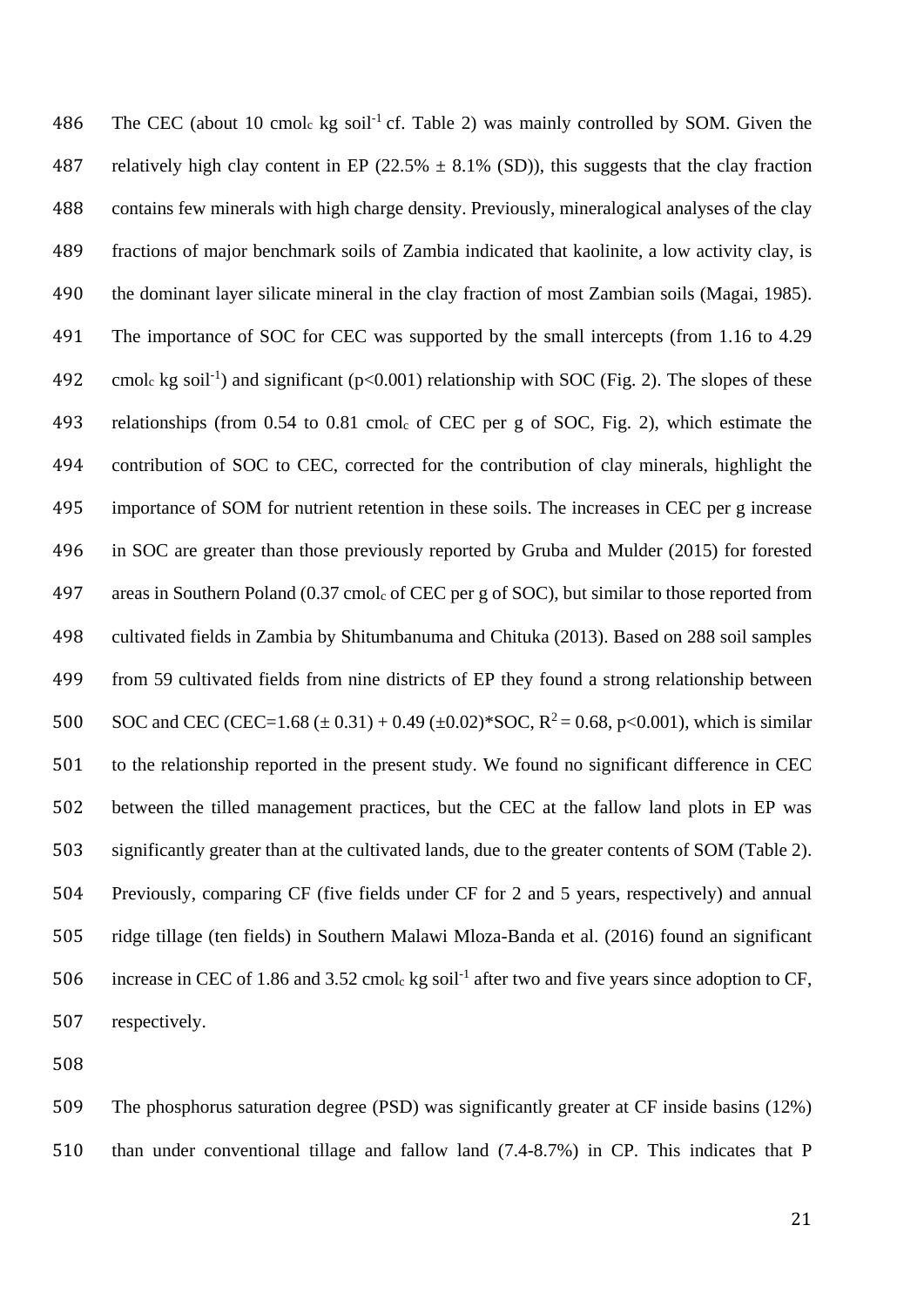The CEC (about 10 $cmol_c$ kg $soil^{-1}$ cf. Table 2) was mainly controlled by SOM. Given the relatively high clay content in EP (22.5% ± 8.1% (SD)), this suggests that the clay fraction contains few minerals with high charge density. Previously, mineralogical analyses of the clay fractions of major benchmark soils of Zambia indicated that kaolinite, a low activity clay, is the dominant layer silicate mineral in the clay fraction of most Zambian soils (Magai, 1985). The importance of SOC for CEC was supported by the small intercepts (from 1.16 to 4.29 $cmol_c$ kg $soil^{-1}$) and significant ($p<0.001$) relationship with SOC (Fig. 2). The slopes of these relationships (from 0.54 to 0.81 $cmol_c$ of CEC per g of SOC, Fig. 2), which estimate the contribution of SOC to CEC, corrected for the contribution of clay minerals, highlight the importance of SOM for nutrient retention in these soils. The increases in CEC per g increase in SOC are greater than those previously reported by Gruba and Mulder (2015) for forested areas in Southern Poland (0.37 $cmol_c$ of CEC per g of SOC), but similar to those reported from cultivated fields in Zambia by Shitumbanuma and Chituka (2013). Based on 288 soil samples from 59 cultivated fields from nine districts of EP they found a strong relationship between SOC and CEC (CEC=1.68 (± 0.31) + 0.49 (±0.02)*SOC, $R^2 = 0.68$, $p<0.001$), which is similar to the relationship reported in the present study. We found no significant difference in CEC between the tilled management practices, but the CEC at the fallow land plots in EP was significantly greater than at the cultivated lands, due to the greater contents of SOM (Table 2). Previously, comparing CF (five fields under CF for 2 and 5 years, respectively) and annual ridge tillage (ten fields) in Southern Malawi Mloza-Banda et al. (2016) found an significant increase in CEC of 1.86 and 3.52 $cmol_c$ kg $soil^{-1}$ after two and five years since adoption to CF, respectively.

The phosphorus saturation degree (PSD) was significantly greater at CF inside basins (12%) than under conventional tillage and fallow land (7.4-8.7%) in CP. This indicates that P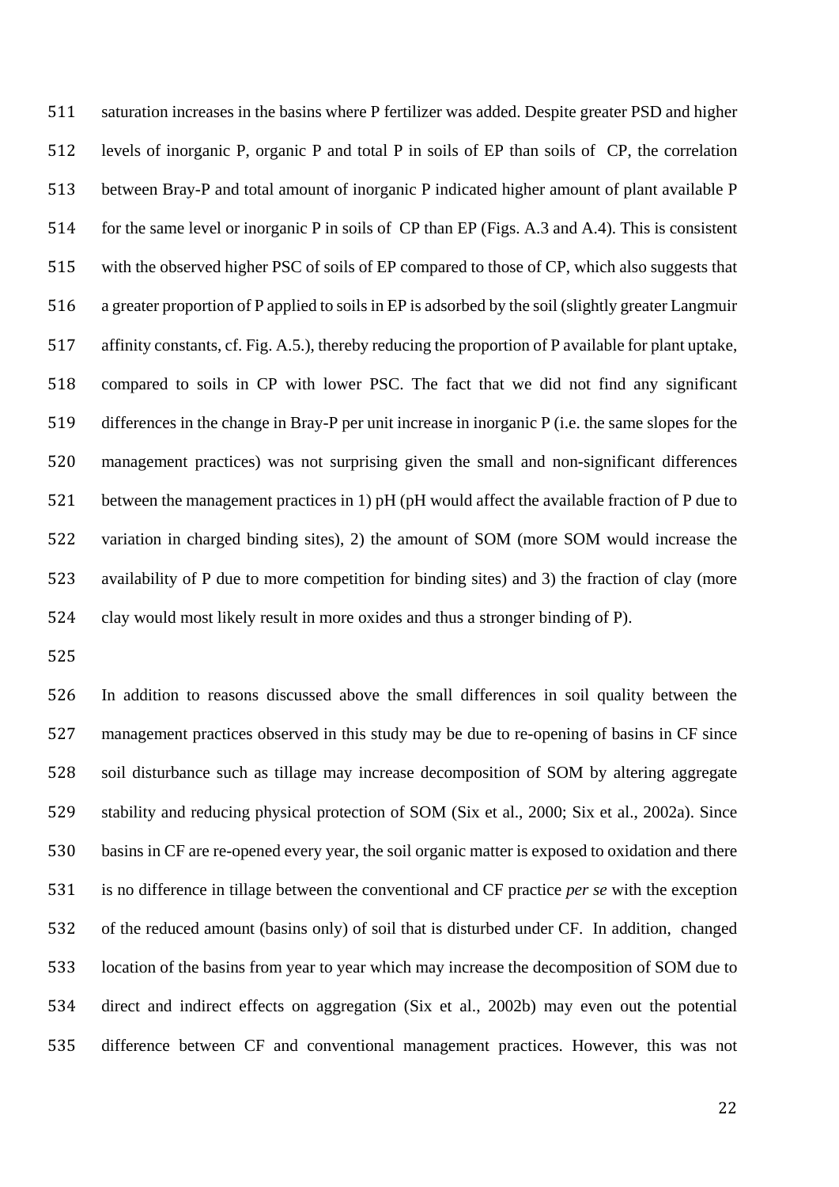saturation increases in the basins where P fertilizer was added. Despite greater PSD and higher levels of inorganic P, organic P and total P in soils of EP than soils of CP, the correlation between Bray-P and total amount of inorganic P indicated higher amount of plant available P for the same level or inorganic P in soils of CP than EP (Figs. A.3 and A.4). This is consistent with the observed higher PSC of soils of EP compared to those of CP, which also suggests that a greater proportion of P applied to soils in EP is adsorbed by the soil (slightly greater Langmuir affinity constants, cf. Fig. A.5.), thereby reducing the proportion of P available for plant uptake, compared to soils in CP with lower PSC. The fact that we did not find any significant differences in the change in Bray-P per unit increase in inorganic P (i.e. the same slopes for the management practices) was not surprising given the small and non-significant differences between the management practices in 1) pH (pH would affect the available fraction of P due to variation in charged binding sites), 2) the amount of SOM (more SOM would increase the availability of P due to more competition for binding sites) and 3) the fraction of clay (more clay would most likely result in more oxides and thus a stronger binding of P).

In addition to reasons discussed above the small differences in soil quality between the management practices observed in this study may be due to re-opening of basins in CF since soil disturbance such as tillage may increase decomposition of SOM by altering aggregate stability and reducing physical protection of SOM (Six et al., 2000; Six et al., 2002a). Since basins in CF are re-opened every year, the soil organic matter is exposed to oxidation and there is no difference in tillage between the conventional and CF practice *per se* with the exception of the reduced amount (basins only) of soil that is disturbed under CF. In addition, changed location of the basins from year to year which may increase the decomposition of SOM due to direct and indirect effects on aggregation (Six et al., 2002b) may even out the potential difference between CF and conventional management practices. However, this was not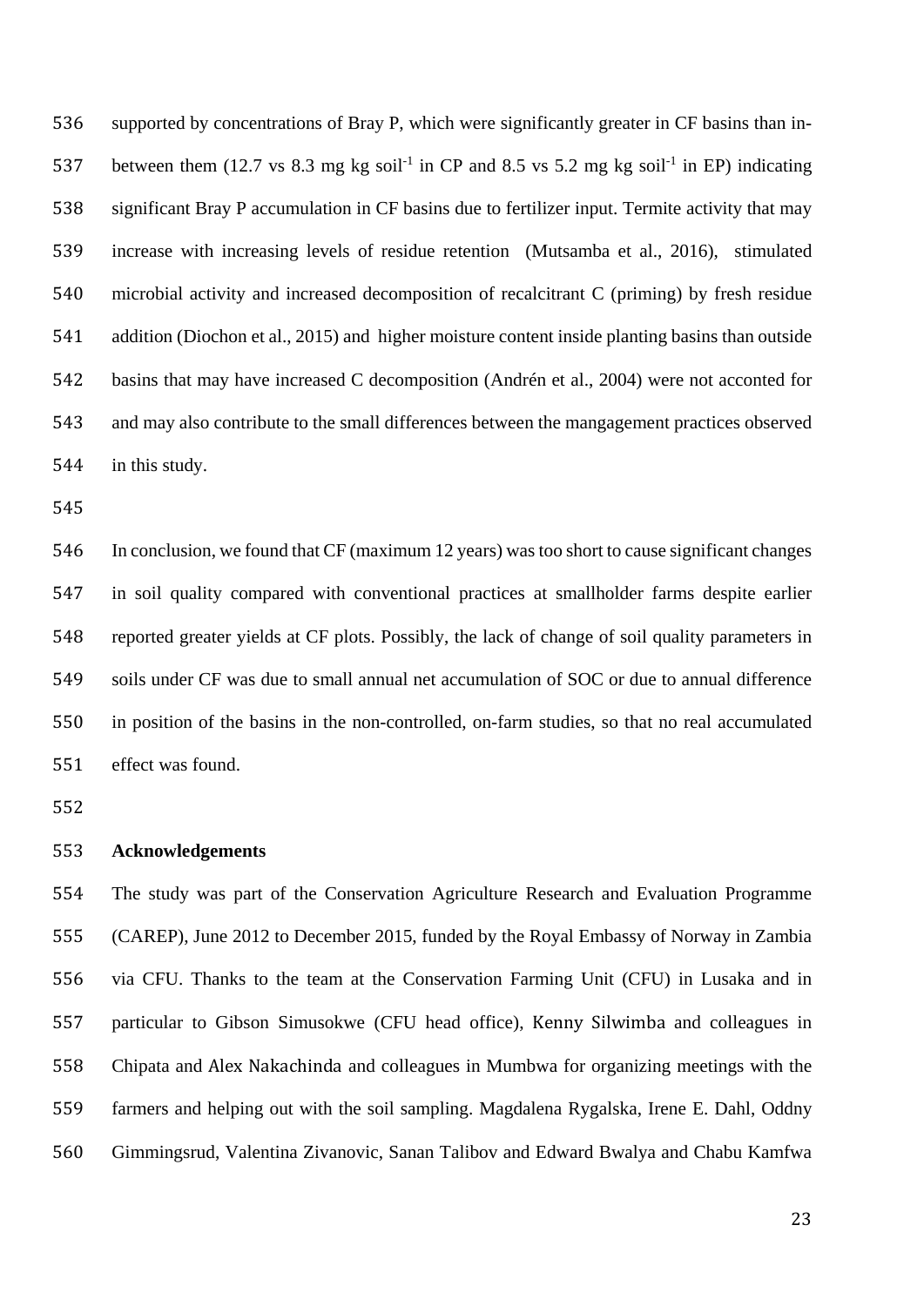supported by concentrations of Bray P, which were significantly greater in CF basins than in-between them (12.7 vs 8.3 mg kg soil$^{-1}$ in CP and 8.5 vs 5.2 mg kg soil$^{-1}$ in EP) indicating significant Bray P accumulation in CF basins due to fertilizer input. Termite activity that may increase with increasing levels of residue retention (Mutsamba et al., 2016), stimulated microbial activity and increased decomposition of recalcitrant C (priming) by fresh residue addition (Diochon et al., 2015) and higher moisture content inside planting basins than outside basins that may have increased C decomposition (Andrén et al., 2004) were not acconted for and may also contribute to the small differences between the mangagement practices observed in this study.

In conclusion, we found that CF (maximum 12 years) was too short to cause significant changes in soil quality compared with conventional practices at smallholder farms despite earlier reported greater yields at CF plots. Possibly, the lack of change of soil quality parameters in soils under CF was due to small annual net accumulation of SOC or due to annual difference in position of the basins in the non-controlled, on-farm studies, so that no real accumulated effect was found.

## Acknowledgements

The study was part of the Conservation Agriculture Research and Evaluation Programme (CAREP), June 2012 to December 2015, funded by the Royal Embassy of Norway in Zambia via CFU. Thanks to the team at the Conservation Farming Unit (CFU) in Lusaka and in particular to Gibson Simusokwe (CFU head office), Kenny Silwimba and colleagues in Chipata and Alex Nakachinda and colleagues in Mumbwa for organizing meetings with the farmers and helping out with the soil sampling. Magdalena Rygalska, Irene E. Dahl, Oddny Gimmingsrud, Valentina Zivanovic, Sanan Talibov and Edward Bwalya and Chabu Kamfwa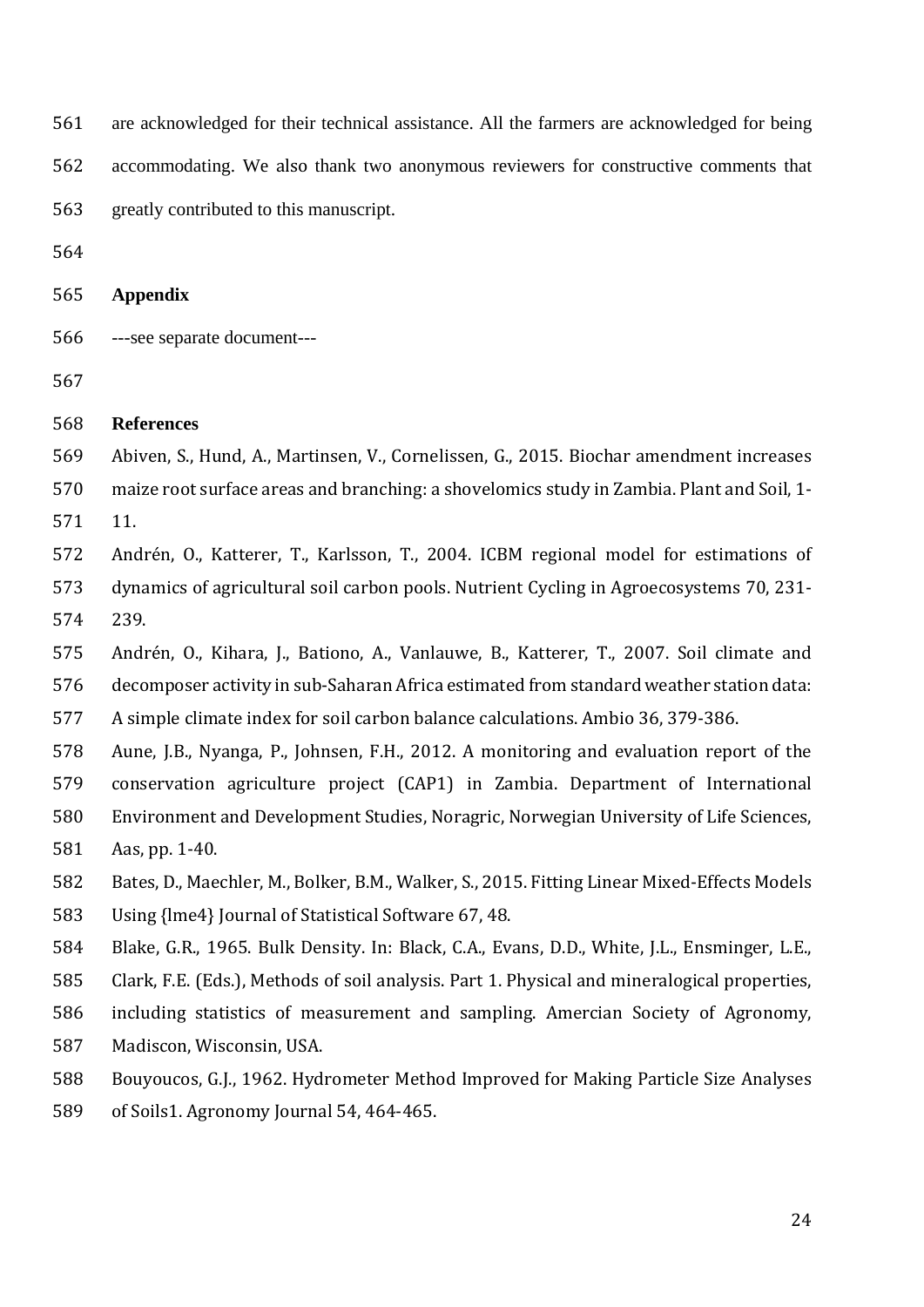are acknowledged for their technical assistance. All the farmers are acknowledged for being accommodating. We also thank two anonymous reviewers for constructive comments that greatly contributed to this manuscript.

## Appendix

---see separate document---

## References

Abiven, S., Hund, A., Martinsen, V., Cornelissen, G., 2015. Biochar amendment increases maize root surface areas and branching: a shovelomics study in Zambia. Plant and Soil, 1-11.

Andrén, O., Katterer, T., Karlsson, T., 2004. ICBM regional model for estimations of dynamics of agricultural soil carbon pools. Nutrient Cycling in Agroecosystems 70, 231-239.

Andrén, O., Kihara, J., Bationo, A., Vanlauwe, B., Katterer, T., 2007. Soil climate and decomposer activity in sub-Saharan Africa estimated from standard weather station data: A simple climate index for soil carbon balance calculations. Ambio 36, 379-386.

Aune, J.B., Nyanga, P., Johnsen, F.H., 2012. A monitoring and evaluation report of the conservation agriculture project (CAP1) in Zambia. Department of International Environment and Development Studies, Noragric, Norwegian University of Life Sciences, Aas, pp. 1-40.

Bates, D., Maechler, M., Bolker, B.M., Walker, S., 2015. Fitting Linear Mixed-Effects Models Using {lme4} Journal of Statistical Software 67, 48.

Blake, G.R., 1965. Bulk Density. In: Black, C.A., Evans, D.D., White, J.L., Ensminger, L.E., Clark, F.E. (Eds.), Methods of soil analysis. Part 1. Physical and mineralogical properties, including statistics of measurement and sampling. Amercian Society of Agronomy, Madiscon, Wisconsin, USA.

Bouyoucos, G.J., 1962. Hydrometer Method Improved for Making Particle Size Analyses of Soils1. Agronomy Journal 54, 464-465.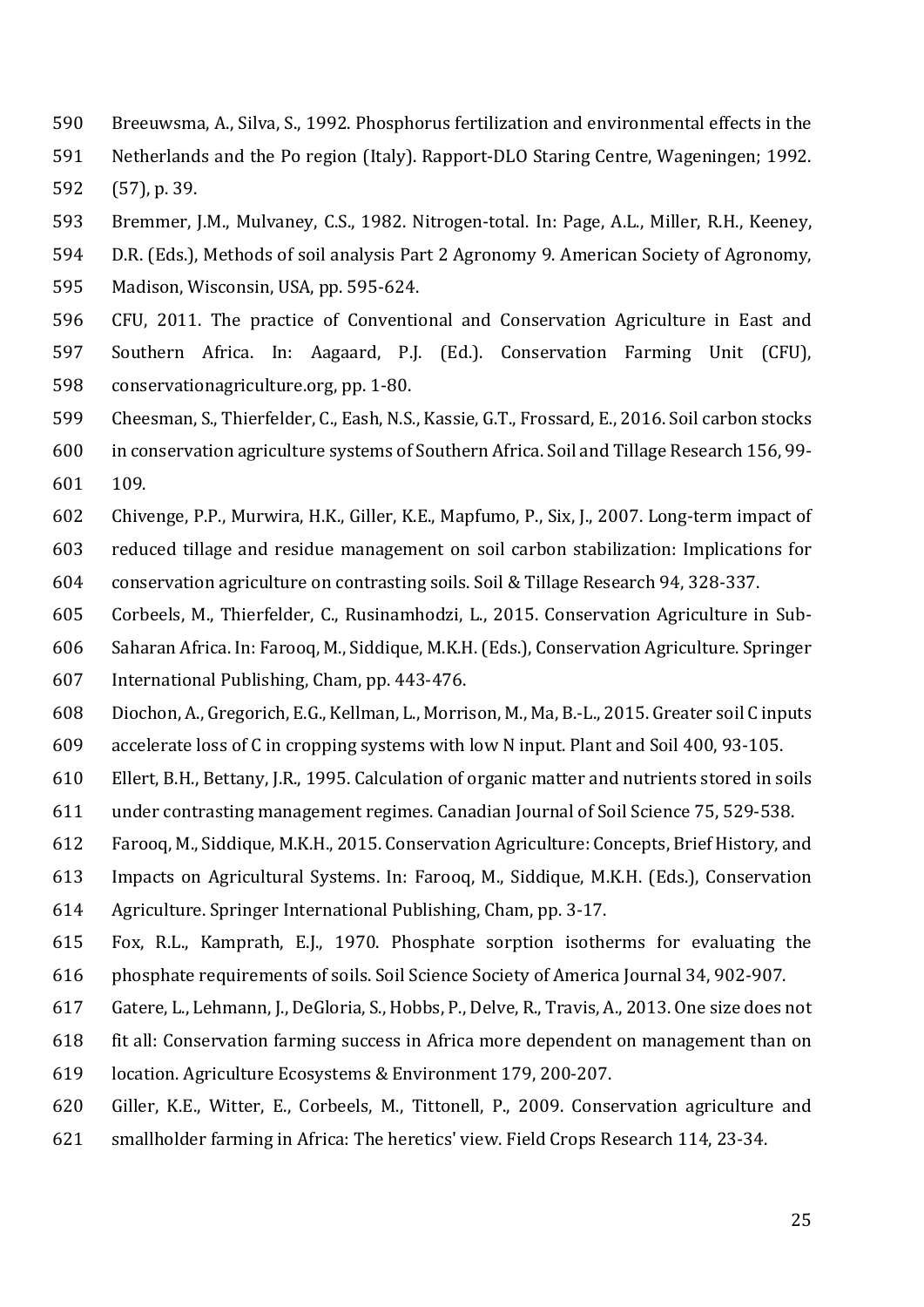Breeuwsma, A., Silva, S., 1992. Phosphorus fertilization and environmental effects in the Netherlands and the Po region (Italy). Rapport-DLO Staring Centre, Wageningen; 1992. (57), p. 39.

Bremmer, J.M., Mulvaney, C.S., 1982. Nitrogen-total. In: Page, A.L., Miller, R.H., Keeney, D.R. (Eds.), Methods of soil analysis Part 2 Agronomy 9. American Society of Agronomy, Madison, Wisconsin, USA, pp. 595-624.

CFU, 2011. The practice of Conventional and Conservation Agriculture in East and Southern Africa. In: Aagaard, P.J. (Ed.). Conservation Farming Unit (CFU), conservationagriculture.org, pp. 1-80.

Cheesman, S., Thierfelder, C., Eash, N.S., Kassie, G.T., Frossard, E., 2016. Soil carbon stocks in conservation agriculture systems of Southern Africa. Soil and Tillage Research 156, 99-109.

Chivenge, P.P., Murwira, H.K., Giller, K.E., Mapfumo, P., Six, J., 2007. Long-term impact of reduced tillage and residue management on soil carbon stabilization: Implications for conservation agriculture on contrasting soils. Soil & Tillage Research 94, 328-337.

Corbeels, M., Thierfelder, C., Rusinamhodzi, L., 2015. Conservation Agriculture in Sub-Saharan Africa. In: Farooq, M., Siddique, M.K.H. (Eds.), Conservation Agriculture. Springer International Publishing, Cham, pp. 443-476.

Diochon, A., Gregorich, E.G., Kellman, L., Morrison, M., Ma, B.-L., 2015. Greater soil C inputs accelerate loss of C in cropping systems with low N input. Plant and Soil 400, 93-105.

Ellert, B.H., Bettany, J.R., 1995. Calculation of organic matter and nutrients stored in soils under contrasting management regimes. Canadian Journal of Soil Science 75, 529-538.

Farooq, M., Siddique, M.K.H., 2015. Conservation Agriculture: Concepts, Brief History, and Impacts on Agricultural Systems. In: Farooq, M., Siddique, M.K.H. (Eds.), Conservation Agriculture. Springer International Publishing, Cham, pp. 3-17.

Fox, R.L., Kamprath, E.J., 1970. Phosphate sorption isotherms for evaluating the phosphate requirements of soils. Soil Science Society of America Journal 34, 902-907.

Gatere, L., Lehmann, J., DeGloria, S., Hobbs, P., Delve, R., Travis, A., 2013. One size does not fit all: Conservation farming success in Africa more dependent on management than on location. Agriculture Ecosystems & Environment 179, 200-207.

Giller, K.E., Witter, E., Corbeels, M., Tittonell, P., 2009. Conservation agriculture and smallholder farming in Africa: The heretics' view. Field Crops Research 114, 23-34.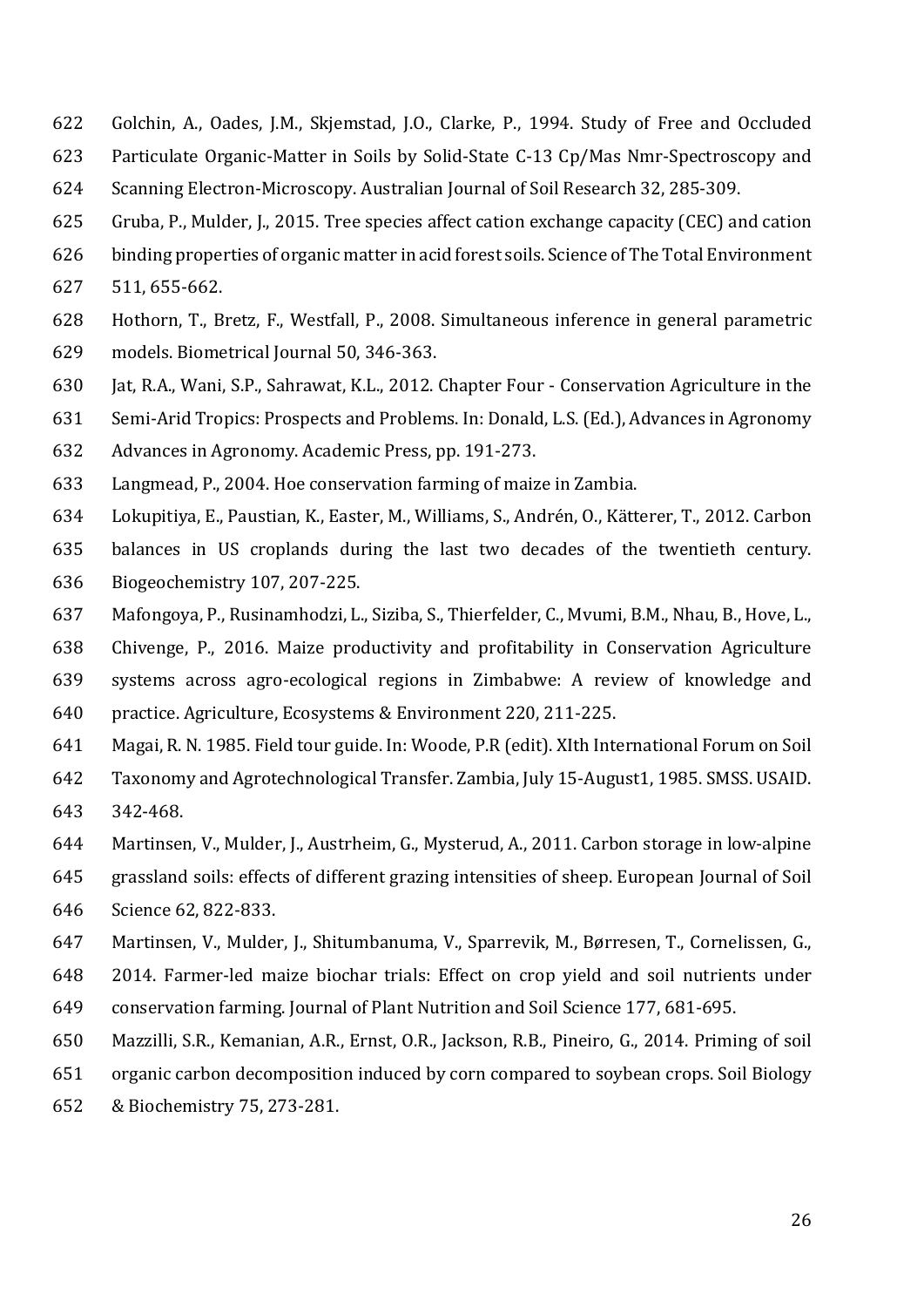Golchin, A., Oades, J.M., Skjemstad, J.O., Clarke, P., 1994. Study of Free and Occluded Particulate Organic-Matter in Soils by Solid-State C-13 Cp/Mas Nmr-Spectroscopy and Scanning Electron-Microscopy. Australian Journal of Soil Research 32, 285-309.

Gruba, P., Mulder, J., 2015. Tree species affect cation exchange capacity (CEC) and cation binding properties of organic matter in acid forest soils. Science of The Total Environment 511, 655-662.

Hothorn, T., Bretz, F., Westfall, P., 2008. Simultaneous inference in general parametric models. Biometrical Journal 50, 346-363.

Jat, R.A., Wani, S.P., Sahrawat, K.L., 2012. Chapter Four - Conservation Agriculture in the Semi-Arid Tropics: Prospects and Problems. In: Donald, L.S. (Ed.), Advances in Agronomy Advances in Agronomy. Academic Press, pp. 191-273.

Langmead, P., 2004. Hoe conservation farming of maize in Zambia.

Lokupitiya, E., Paustian, K., Easter, M., Williams, S., Andrén, O., Kätterer, T., 2012. Carbon balances in US croplands during the last two decades of the twentieth century. Biogeochemistry 107, 207-225.

Mafongoya, P., Rusinamhodzi, L., Siziba, S., Thierfelder, C., Mvumi, B.M., Nhau, B., Hove, L., Chivenge, P., 2016. Maize productivity and profitability in Conservation Agriculture systems across agro-ecological regions in Zimbabwe: A review of knowledge and practice. Agriculture, Ecosystems & Environment 220, 211-225.

Magai, R. N. 1985. Field tour guide. In: Woode, P.R (edit). XIth International Forum on Soil Taxonomy and Agrotechnological Transfer. Zambia, July 15-August1, 1985. SMSS. USAID. 342-468.

Martinsen, V., Mulder, J., Austrheim, G., Mysterud, A., 2011. Carbon storage in low-alpine grassland soils: effects of different grazing intensities of sheep. European Journal of Soil Science 62, 822-833.

Martinsen, V., Mulder, J., Shitumbanuma, V., Sparrevik, M., Børresen, T., Cornelissen, G., 2014. Farmer-led maize biochar trials: Effect on crop yield and soil nutrients under conservation farming. Journal of Plant Nutrition and Soil Science 177, 681-695.

Mazzilli, S.R., Kemanian, A.R., Ernst, O.R., Jackson, R.B., Pineiro, G., 2014. Priming of soil organic carbon decomposition induced by corn compared to soybean crops. Soil Biology & Biochemistry 75, 273-281.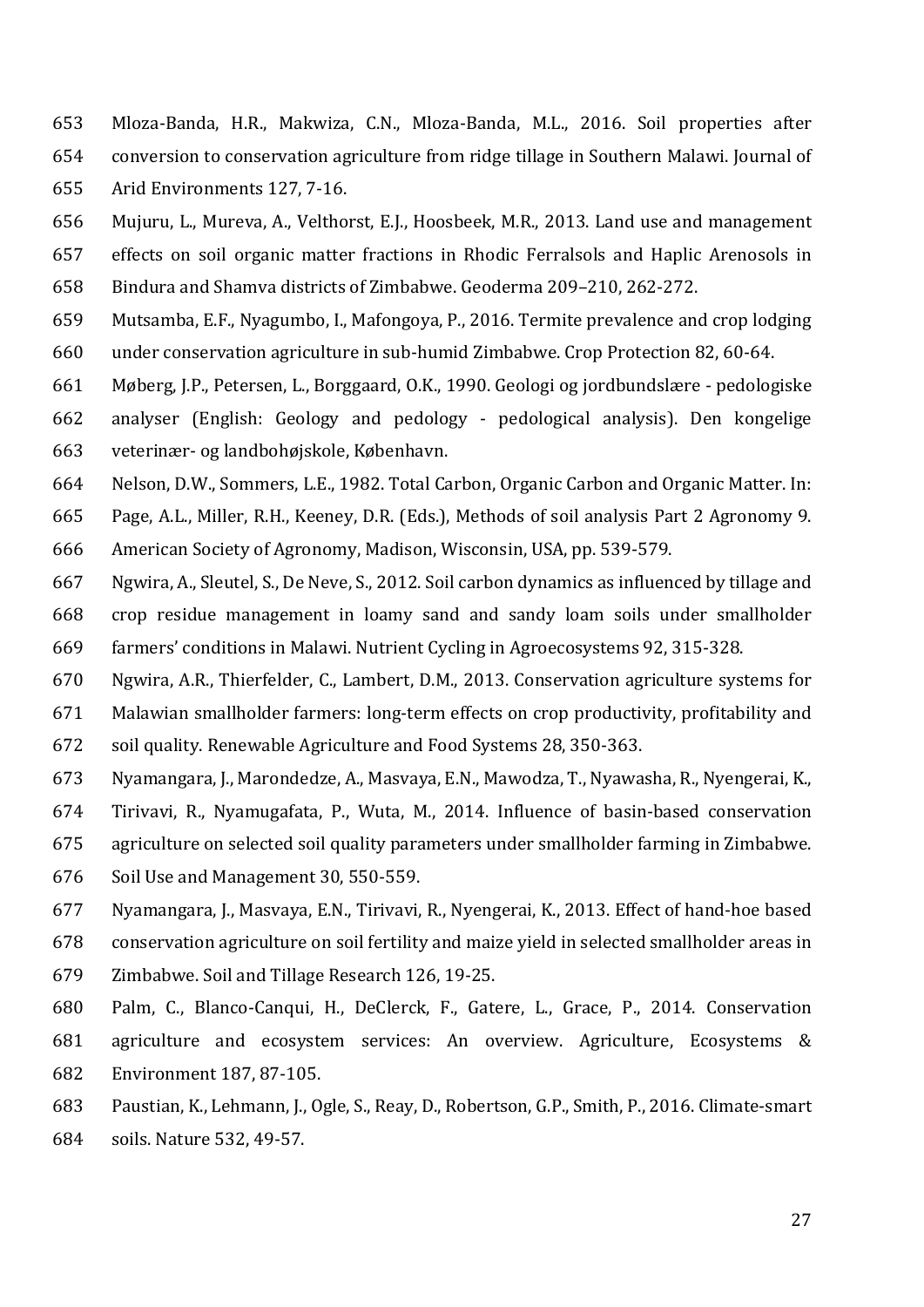Mloza-Banda, H.R., Makwiza, C.N., Mloza-Banda, M.L., 2016. Soil properties after conversion to conservation agriculture from ridge tillage in Southern Malawi. Journal of Arid Environments 127, 7-16.

Mujuru, L., Mureva, A., Velthorst, E.J., Hoosbeek, M.R., 2013. Land use and management effects on soil organic matter fractions in Rhodic Ferralsols and Haplic Arenosols in Bindura and Shamva districts of Zimbabwe. Geoderma 209–210, 262-272.

Mutsamba, E.F., Nyagumbo, I., Mafongoya, P., 2016. Termite prevalence and crop lodging under conservation agriculture in sub-humid Zimbabwe. Crop Protection 82, 60-64.

Møberg, J.P., Petersen, L., Borggaard, O.K., 1990. Geologi og jordbundslære - pedologiske analyser (English: Geology and pedology - pedological analysis). Den kongelige veterinær- og landbohøjskole, København.

Nelson, D.W., Sommers, L.E., 1982. Total Carbon, Organic Carbon and Organic Matter. In: Page, A.L., Miller, R.H., Keeney, D.R. (Eds.), Methods of soil analysis Part 2 Agronomy 9. American Society of Agronomy, Madison, Wisconsin, USA, pp. 539-579.

Ngwira, A., Sleutel, S., De Neve, S., 2012. Soil carbon dynamics as influenced by tillage and crop residue management in loamy sand and sandy loam soils under smallholder farmers' conditions in Malawi. Nutrient Cycling in Agroecosystems 92, 315-328.

Ngwira, A.R., Thierfelder, C., Lambert, D.M., 2013. Conservation agriculture systems for Malawian smallholder farmers: long-term effects on crop productivity, profitability and soil quality. Renewable Agriculture and Food Systems 28, 350-363.

Nyamangara, J., Marondedze, A., Masvaya, E.N., Mawodza, T., Nyawasha, R., Nyengerai, K., Tirivavi, R., Nyamugafata, P., Wuta, M., 2014. Influence of basin-based conservation agriculture on selected soil quality parameters under smallholder farming in Zimbabwe. Soil Use and Management 30, 550-559.

Nyamangara, J., Masvaya, E.N., Tirivavi, R., Nyengerai, K., 2013. Effect of hand-hoe based conservation agriculture on soil fertility and maize yield in selected smallholder areas in Zimbabwe. Soil and Tillage Research 126, 19-25.

Palm, C., Blanco-Canqui, H., DeClerck, F., Gatere, L., Grace, P., 2014. Conservation agriculture and ecosystem services: An overview. Agriculture, Ecosystems & Environment 187, 87-105.

Paustian, K., Lehmann, J., Ogle, S., Reay, D., Robertson, G.P., Smith, P., 2016. Climate-smart soils. Nature 532, 49-57.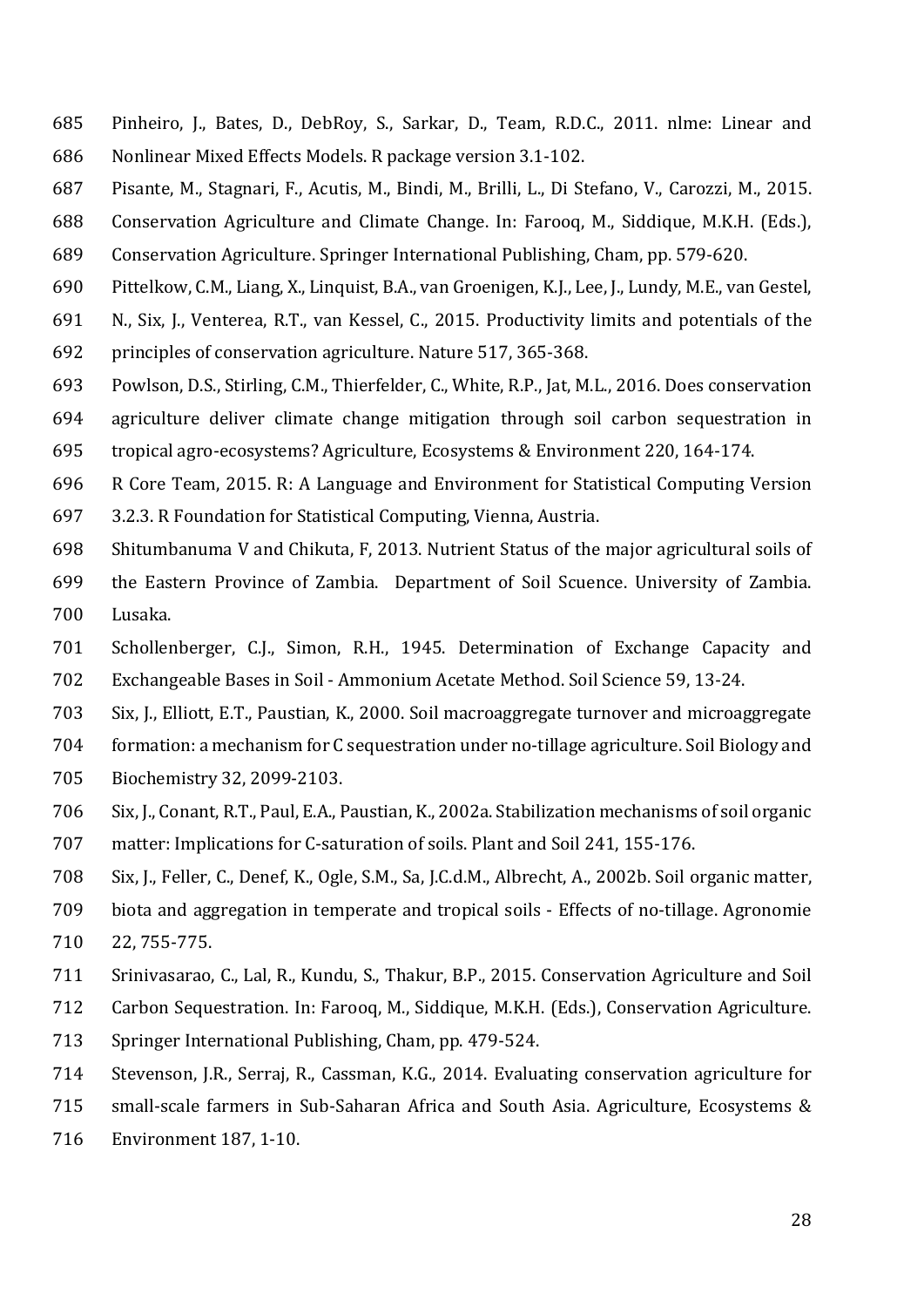Pinheiro, J., Bates, D., DebRoy, S., Sarkar, D., Team, R.D.C., 2011. nlme: Linear and Nonlinear Mixed Effects Models. R package version 3.1-102.

Pisante, M., Stagnari, F., Acutis, M., Bindi, M., Brilli, L., Di Stefano, V., Carozzi, M., 2015. Conservation Agriculture and Climate Change. In: Farooq, M., Siddique, M.K.H. (Eds.), Conservation Agriculture. Springer International Publishing, Cham, pp. 579-620.

Pittelkow, C.M., Liang, X., Linquist, B.A., van Groenigen, K.J., Lee, J., Lundy, M.E., van Gestel, N., Six, J., Venterea, R.T., van Kessel, C., 2015. Productivity limits and potentials of the principles of conservation agriculture. Nature 517, 365-368.

Powlson, D.S., Stirling, C.M., Thierfelder, C., White, R.P., Jat, M.L., 2016. Does conservation agriculture deliver climate change mitigation through soil carbon sequestration in tropical agro-ecosystems? Agriculture, Ecosystems & Environment 220, 164-174.

R Core Team, 2015. R: A Language and Environment for Statistical Computing Version 3.2.3. R Foundation for Statistical Computing, Vienna, Austria.

Shitumbanuma V and Chikuta, F, 2013. Nutrient Status of the major agricultural soils of the Eastern Province of Zambia. Department of Soil Scuence. University of Zambia. Lusaka.

Schollenberger, C.J., Simon, R.H., 1945. Determination of Exchange Capacity and Exchangeable Bases in Soil - Ammonium Acetate Method. Soil Science 59, 13-24.

Six, J., Elliott, E.T., Paustian, K., 2000. Soil macroaggregate turnover and microaggregate formation: a mechanism for C sequestration under no-tillage agriculture. Soil Biology and Biochemistry 32, 2099-2103.

Six, J., Conant, R.T., Paul, E.A., Paustian, K., 2002a. Stabilization mechanisms of soil organic matter: Implications for C-saturation of soils. Plant and Soil 241, 155-176.

Six, J., Feller, C., Denef, K., Ogle, S.M., Sa, J.C.d.M., Albrecht, A., 2002b. Soil organic matter, biota and aggregation in temperate and tropical soils - Effects of no-tillage. Agronomie 22, 755-775.

Srinivasarao, C., Lal, R., Kundu, S., Thakur, B.P., 2015. Conservation Agriculture and Soil Carbon Sequestration. In: Farooq, M., Siddique, M.K.H. (Eds.), Conservation Agriculture. Springer International Publishing, Cham, pp. 479-524.

Stevenson, J.R., Serraj, R., Cassman, K.G., 2014. Evaluating conservation agriculture for small-scale farmers in Sub-Saharan Africa and South Asia. Agriculture, Ecosystems & Environment 187, 1-10.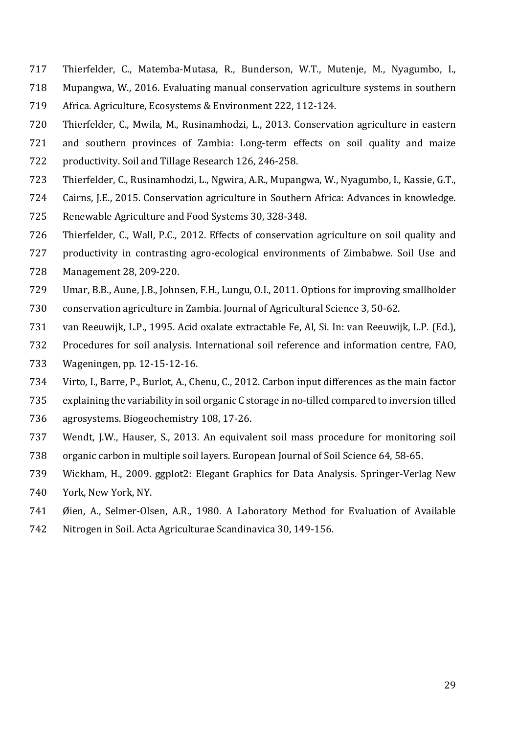Thierfelder, C., Matemba-Mutasa, R., Bunderson, W.T., Mutenje, M., Nyagumbo, I., Mupangwa, W., 2016. Evaluating manual conservation agriculture systems in southern Africa. Agriculture, Ecosystems & Environment 222, 112-124.

Thierfelder, C., Mwila, M., Rusinamhodzi, L., 2013. Conservation agriculture in eastern and southern provinces of Zambia: Long-term effects on soil quality and maize productivity. Soil and Tillage Research 126, 246-258.

Thierfelder, C., Rusinamhodzi, L., Ngwira, A.R., Mupangwa, W., Nyagumbo, I., Kassie, G.T., Cairns, J.E., 2015. Conservation agriculture in Southern Africa: Advances in knowledge. Renewable Agriculture and Food Systems 30, 328-348.

Thierfelder, C., Wall, P.C., 2012. Effects of conservation agriculture on soil quality and productivity in contrasting agro-ecological environments of Zimbabwe. Soil Use and Management 28, 209-220.

Umar, B.B., Aune, J.B., Johnsen, F.H., Lungu, O.I., 2011. Options for improving smallholder conservation agriculture in Zambia. Journal of Agricultural Science 3, 50-62.

van Reeuwijk, L.P., 1995. Acid oxalate extractable Fe, Al, Si. In: van Reeuwijk, L.P. (Ed.), Procedures for soil analysis. International soil reference and information centre, FAO, Wageningen, pp. 12-15-12-16.

Virto, I., Barre, P., Burlot, A., Chenu, C., 2012. Carbon input differences as the main factor explaining the variability in soil organic C storage in no-tilled compared to inversion tilled agrosystems. Biogeochemistry 108, 17-26.

Wendt, J.W., Hauser, S., 2013. An equivalent soil mass procedure for monitoring soil organic carbon in multiple soil layers. European Journal of Soil Science 64, 58-65.

Wickham, H., 2009. ggplot2: Elegant Graphics for Data Analysis. Springer-Verlag New York, New York, NY.

Øien, A., Selmer-Olsen, A.R., 1980. A Laboratory Method for Evaluation of Available Nitrogen in Soil. Acta Agriculturae Scandinavica 30, 149-156.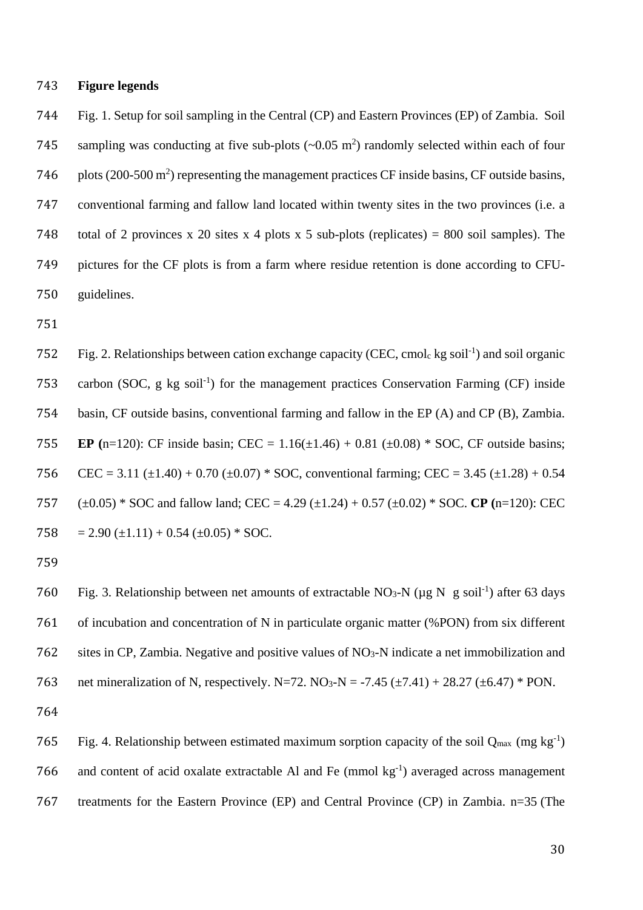**Figure legends**

Fig. 1. Setup for soil sampling in the Central (CP) and Eastern Provinces (EP) of Zambia. Soil sampling was conducting at five sub-plots (~0.05 $m^2$) randomly selected within each of four plots (200-500 $m^2$) representing the management practices CF inside basins, CF outside basins, conventional farming and fallow land located within twenty sites in the two provinces (i.e. a total of 2 provinces x 20 sites x 4 plots x 5 sub-plots (replicates) = 800 soil samples). The pictures for the CF plots is from a farm where residue retention is done according to CFU-guidelines.

Fig. 2. Relationships between cation exchange capacity (CEC, $cmol_c$ kg $soil^{-1}$) and soil organic carbon (SOC, g kg $soil^{-1}$) for the management practices Conservation Farming (CF) inside basin, CF outside basins, conventional farming and fallow in the EP (A) and CP (B), Zambia. **EP (**n=120): CF inside basin; CEC = 1.16(±1.46) + 0.81 (±0.08) * SOC, CF outside basins; CEC = 3.11 (±1.40) + 0.70 (±0.07) * SOC, conventional farming; CEC = 3.45 (±1.28) + 0.54 (±0.05) * SOC and fallow land; CEC = 4.29 (±1.24) + 0.57 (±0.02) * SOC. **CP (**n=120): CEC = 2.90 (±1.11) + 0.54 (±0.05) * SOC.

Fig. 3. Relationship between net amounts of extractable $NO_3$-N (µg N g $soil^{-1}$) after 63 days of incubation and concentration of N in particulate organic matter (%PON) from six different sites in CP, Zambia. Negative and positive values of $NO_3$-N indicate a net immobilization and net mineralization of N, respectively. N=72. $NO_3$-N = -7.45 (±7.41) + 28.27 (±6.47) * PON.

Fig. 4. Relationship between estimated maximum sorption capacity of the soil $Q_{max}$ (mg $kg^{-1}$) and content of acid oxalate extractable Al and Fe (mmol $kg^{-1}$) averaged across management treatments for the Eastern Province (EP) and Central Province (CP) in Zambia. n=35 (The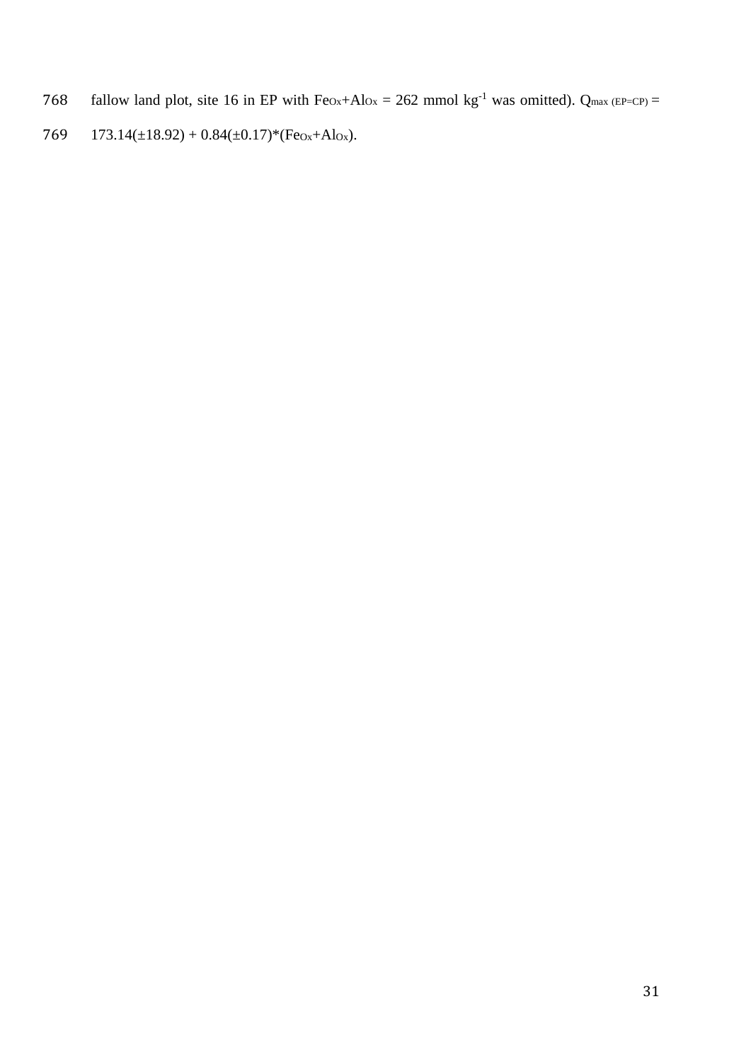fallow land plot, site 16 in EP with $Fe_{Ox}$+$Al_{Ox}$ = 262 mmol $kg^{-1}$ was omitted). $Q_{max\ (EP=CP)}$ = 173.14(±18.92) + 0.84(±0.17)*($Fe_{Ox}$+$Al_{Ox}$).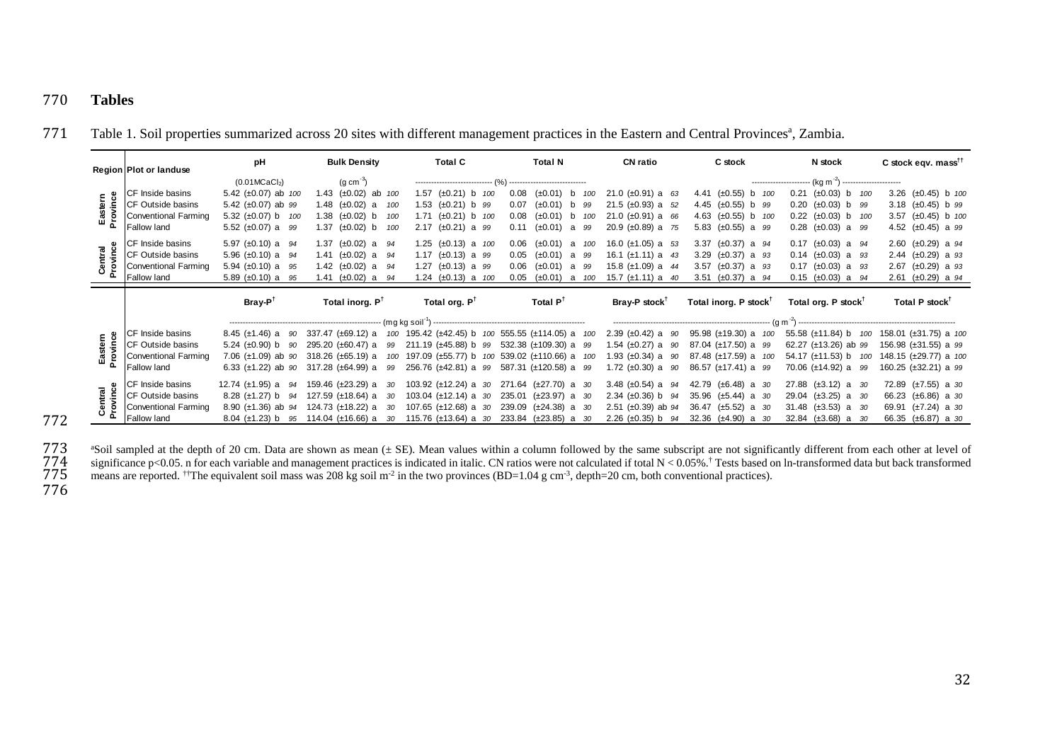# Tables

Table 1. Soil properties summarized across 20 sites with different management practices in the Eastern and Central Provinces[a], Zambia.

| Region | Plot or landuse | pH | Bulk Density | Total C | Total N | CN ratio | C stock | N stock | C stock eqv. mass[††] |
|---|---|---|---|---|---|---|---|---|---|
| | | ($0.01 M CaCl_2$) | ($g\ cm^{-3}$) | (%) | (%) | | ($kg\ m^{-2}$) | ($kg\ m^{-2}$) | ($kg\ m^{-2}$) |
| Eastern Province | CF Inside basins | 5.42 (±0.07) ab *100* | 1.43 (±0.02) ab *100* | 1.57 (±0.21) b *100* | 0.08 (±0.01) b *100* | 21.0 (±0.91) a *63* | 4.41 (±0.55) b *100* | 0.21 (±0.03) b *100* | 3.26 (±0.45) b *100* |
| | CF Outside basins | 5.42 (±0.07) ab *99* | 1.48 (±0.02) a *100* | 1.53 (±0.21) b *99* | 0.07 (±0.01) b *99* | 21.5 (±0.93) a *52* | 4.45 (±0.55) b *99* | 0.20 (±0.03) b *99* | 3.18 (±0.45) b *99* |
| | Conventional Farming | 5.32 (±0.07) b *100* | 1.38 (±0.02) b *100* | 1.71 (±0.21) b *100* | 0.08 (±0.01) b *100* | 21.0 (±0.91) a *66* | 4.63 (±0.55) b *100* | 0.22 (±0.03) b *100* | 3.57 (±0.45) b *100* |
| | Fallow land | 5.52 (±0.07) a *99* | 1.37 (±0.02) b *100* | 2.17 (±0.21) a *99* | 0.11 (±0.01) a *99* | 20.9 (±0.89) a *75* | 5.83 (±0.55) a *99* | 0.28 (±0.03) a *99* | 4.52 (±0.45) a *99* |
| Central Province | CF Inside basins | 5.97 (±0.10) a *94* | 1.37 (±0.02) a *94* | 1.25 (±0.13) a *100* | 0.06 (±0.01) a *100* | 16.0 (±1.05) a *53* | 3.37 (±0.37) a *94* | 0.17 (±0.03) a *94* | 2.60 (±0.29) a *94* |
| | CF Outside basins | 5.96 (±0.10) a *94* | 1.41 (±0.02) a *94* | 1.17 (±0.13) a *99* | 0.05 (±0.01) a *99* | 16.1 (±1.11) a *43* | 3.29 (±0.37) a *93* | 0.14 (±0.03) a *93* | 2.44 (±0.29) a *93* |
| | Conventional Farming | 5.94 (±0.10) a *95* | 1.42 (±0.02) a *94* | 1.27 (±0.13) a *99* | 0.06 (±0.01) a *99* | 15.8 (±1.09) a *44* | 3.57 (±0.37) a *93* | 0.17 (±0.03) a *93* | 2.67 (±0.29) a *93* |
| | Fallow land | 5.89 (±0.10) a *95* | 1.41 (±0.02) a *94* | 1.24 (±0.13) a *100* | 0.05 (±0.01) a *100* | 15.7 (±1.11) a *40* | 3.51 (±0.37) a *94* | 0.15 (±0.03) a *94* | 2.61 (±0.29) a *94* |

| Region | Plot or landuse | Bray-P[†] | Total inorg. P[†] | Total org. P[†] | Total P[†] | Bray-P stock[†] | Total inorg. P stock[†] | Total org. P stock[†] | Total P stock[†] |
|---|---|---|---|---|---|---|---|---|---|
| | | ($mg\ kg\ soil^{-1}$) | ($mg\ kg\ soil^{-1}$) | ($mg\ kg\ soil^{-1}$) | ($mg\ kg\ soil^{-1}$) | ($g\ m^{-2}$) | ($g\ m^{-2}$) | ($g\ m^{-2}$) | ($g\ m^{-2}$) |
| Eastern Province | CF Inside basins | 8.45 (±1.46) a *90* | 337.47 (±69.12) a *100* | 195.42 (±42.45) b *100* | 555.55 (±114.05) a *100* | 2.39 (±0.42) a *90* | 95.98 (±19.30) a *100* | 55.58 (±11.84) b *100* | 158.01 (±31.75) a *100* |
| | CF Outside basins | 5.24 (±0.90) b *90* | 295.20 (±60.47) a *99* | 211.19 (±45.88) b *99* | 532.38 (±109.30) a *99* | 1.54 (±0.27) a *90* | 87.04 (±17.50) a *99* | 62.27 (±13.26) ab *99* | 156.98 (±31.55) a *99* |
| | Conventional Farming | 7.06 (±1.09) ab *90* | 318.26 (±65.19) a *100* | 197.09 (±55.77) b *100* | 539.02 (±110.66) a *100* | 1.93 (±0.34) a *90* | 87.48 (±17.59) a *100* | 54.17 (±11.53) b *100* | 148.15 (±29.77) a *100* |
| | Fallow land | 6.33 (±1.22) ab *90* | 317.28 (±64.99) a *99* | 256.76 (±42.81) a *99* | 587.31 (±120.58) a *99* | 1.72 (±0.30) a *90* | 86.57 (±17.41) a *99* | 70.06 (±14.92) a *99* | 160.25 (±32.21) a *99* |
| Central Province | CF Inside basins | 12.74 (±1.95) a *94* | 159.46 (±23.29) a *30* | 103.92 (±12.24) a *30* | 271.64 (±27.70) a *30* | 3.48 (±0.54) a *94* | 42.79 (±6.48) a *30* | 27.88 (±3.12) a *30* | 72.89 (±7.55) a *30* |
| | CF Outside basins | 8.28 (±1.27) b *94* | 127.59 (±18.64) a *30* | 103.04 (±12.14) a *30* | 235.01 (±23.97) a *30* | 2.34 (±0.36) b *94* | 35.96 (±5.44) a *30* | 29.04 (±3.25) a *30* | 66.23 (±6.86) a *30* |
| | Conventional Farming | 8.90 (±1.36) ab *94* | 124.73 (±18.22) a *30* | 107.65 (±12.68) a *30* | 239.09 (±24.38) a *30* | 2.51 (±0.39) ab *94* | 36.47 (±5.52) a *30* | 31.48 (±3.53) a *30* | 69.91 (±7.24) a *30* |
| | Fallow land | 8.04 (±1.23) b *95* | 114.04 (±16.66) a *30* | 115.76 (±13.64) a *30* | 233.84 (±23.85) a *30* | 2.26 (±0.35) b *94* | 32.36 (±4.90) a *30* | 32.84 (±3.68) a *30* | 66.35 (±6.87) a *30* |

[a]Soil sampled at the depth of 20 cm. Data are shown as mean (± SE). Mean values within a column followed by the same subscript are not significantly different from each other at level of significance p<0.05. n for each variable and management practices is indicated in italic. CN ratios were not calculated if total N < 0.05%.[†] Tests based on ln-transformed data but back transformed means are reported. [††]The equivalent soil mass was 208 kg soil $m^{-2}$ in the two provinces (BD=1.04 g $cm^{-3}$, depth=20 cm, both conventional practices).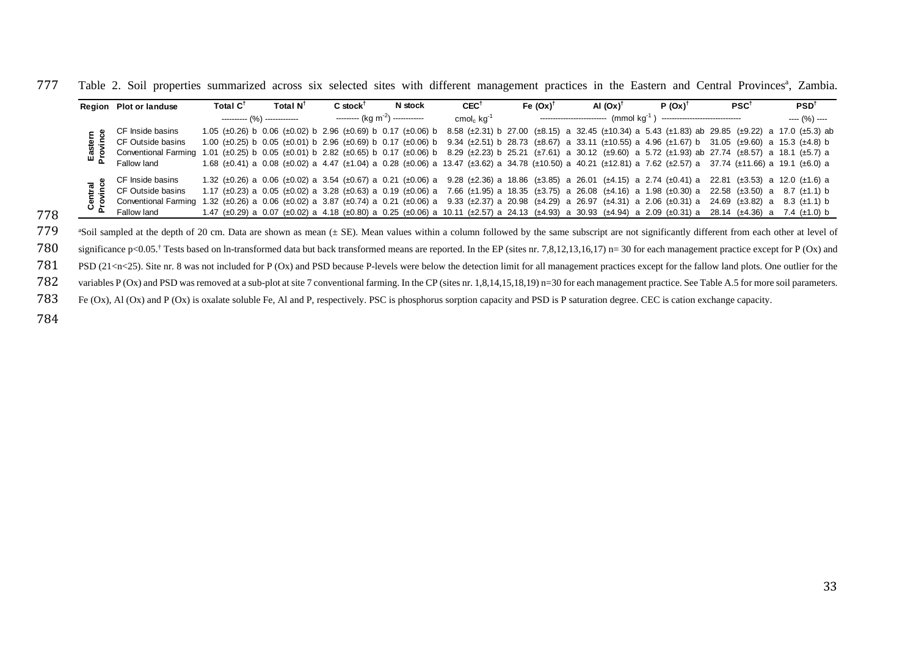Table 2. Soil properties summarized across six selected sites with different management practices in the Eastern and Central Provinces[a], Zambia.

| Region | Plot or landuse | Total C[†] | Total N[†] | C stock[†] | N stock | CEC[†] | Fe (Ox)[†] | Al (Ox)[†] | P (Ox)[†] | PSC[†] | PSD[†] |
|---|---|---|---|---|---|---|---|---|---|---|---|
| | | (%) | (%) | ($kg\ m^{-2}$) | ($kg\ m^{-2}$) | $cmol_c\ kg^{-1}$ | ($mmol\ kg^{-1}$) | ($mmol\ kg^{-1}$) | ($mmol\ kg^{-1}$) | ($mmol\ kg^{-1}$) | (%) |
| Eastern Province | CF Inside basins | 1.05 (±0.26) b | 0.06 (±0.02) b | 2.96 (±0.69) b | 0.17 (±0.06) b | 8.58 (±2.31) b | 27.00 (±8.15) a | 32.45 (±10.34) a | 5.43 (±1.83) ab | 29.85 (±9.22) a | 17.0 (±5.3) ab |
| | CF Outside basins | 1.00 (±0.25) b | 0.05 (±0.01) b | 2.96 (±0.69) b | 0.17 (±0.06) b | 9.34 (±2.51) b | 28.73 (±8.67) a | 33.11 (±10.55) a | 4.96 (±1.67) b | 31.05 (±9.60) a | 15.3 (±4.8) b |
| | Conventional Farming | 1.01 (±0.25) b | 0.05 (±0.01) b | 2.82 (±0.65) b | 0.17 (±0.06) b | 8.29 (±2.23) b | 25.21 (±7.61) a | 30.12 (±9.60) a | 5.72 (±1.93) ab | 27.74 (±8.57) a | 18.1 (±5.7) a |
| | Fallow land | 1.68 (±0.41) a | 0.08 (±0.02) a | 4.47 (±1.04) a | 0.28 (±0.06) a | 13.47 (±3.62) a | 34.78 (±10.50) a | 40.21 (±12.81) a | 7.62 (±2.57) a | 37.74 (±11.66) a | 19.1 (±6.0) a |
| Central Province | CF Inside basins | 1.32 (±0.26) a | 0.06 (±0.02) a | 3.54 (±0.67) a | 0.21 (±0.06) a | 9.28 (±2.36) a | 18.86 (±3.85) a | 26.01 (±4.15) a | 2.74 (±0.41) a | 22.81 (±3.53) a | 12.0 (±1.6) a |
| | CF Outside basins | 1.17 (±0.23) a | 0.05 (±0.02) a | 3.28 (±0.63) a | 0.19 (±0.06) a | 7.66 (±1.95) a | 18.35 (±3.75) a | 26.08 (±4.16) a | 1.98 (±0.30) a | 22.58 (±3.50) a | 8.7 (±1.1) b |
| | Conventional Farming | 1.32 (±0.26) a | 0.06 (±0.02) a | 3.87 (±0.74) a | 0.21 (±0.06) a | 9.33 (±2.37) a | 20.98 (±4.29) a | 26.97 (±4.31) a | 2.06 (±0.31) a | 24.69 (±3.82) a | 8.3 (±1.1) b |
| | Fallow land | 1.47 (±0.29) a | 0.07 (±0.02) a | 4.18 (±0.80) a | 0.25 (±0.06) a | 10.11 (±2.57) a | 24.13 (±4.93) a | 30.93 (±4.94) a | 2.09 (±0.31) a | 28.14 (±4.36) a | 7.4 (±1.0) b |

[a]Soil sampled at the depth of 20 cm. Data are shown as mean (± SE). Mean values within a column followed by the same subscript are not significantly different from each other at level of significance $p<0.05$.[†] Tests based on ln-transformed data but back transformed means are reported. In the EP (sites nr. 7,8,12,13,16,17) n= 30 for each management practice except for P (Ox) and PSD ($21<n<25$). Site nr. 8 was not included for P (Ox) and PSD because P-levels were below the detection limit for all management practices except for the fallow land plots. One outlier for the variables P (Ox) and PSD was removed at a sub-plot at site 7 conventional farming. In the CP (sites nr. 1,8,14,15,18,19) n=30 for each management practice. See Table A.5 for more soil parameters. Fe (Ox), Al (Ox) and P (Ox) is oxalate soluble Fe, Al and P, respectively. PSC is phosphorus sorption capacity and PSD is P saturation degree. CEC is cation exchange capacity.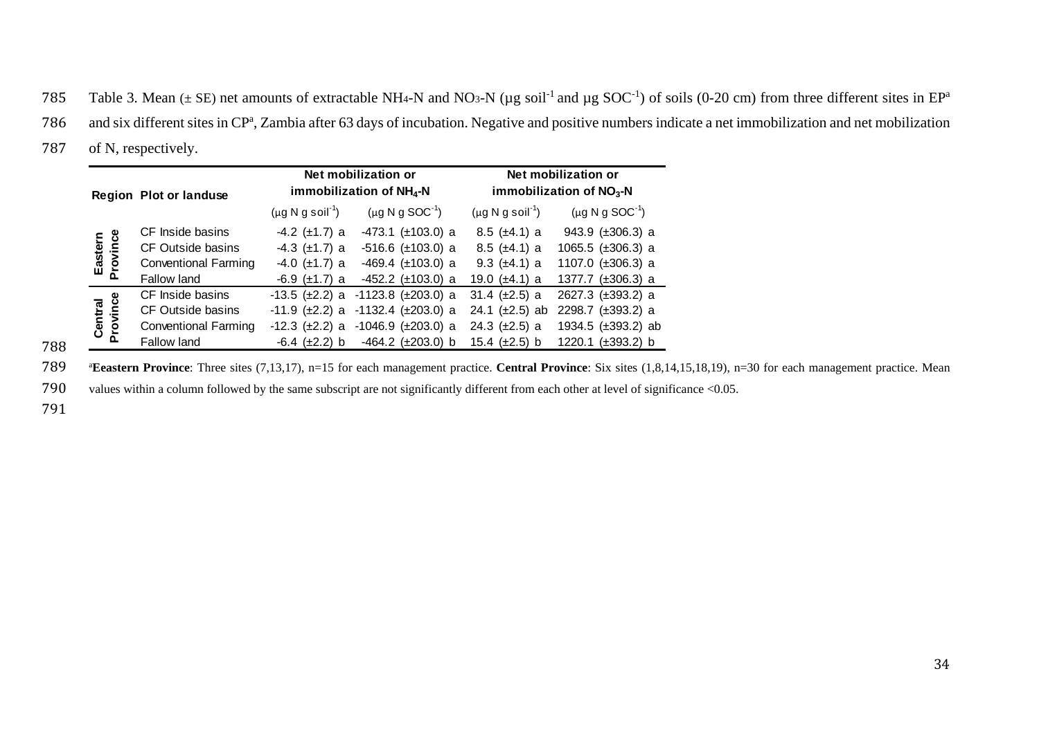Table 3. Mean (± SE) net amounts of extractable $NH_4$-N and $NO_3$-N (µg $soil^{-1}$ and µg $SOC^{-1}$) of soils (0-20 cm) from three different sites in EP[a] and six different sites in CP[a], Zambia after 63 days of incubation. Negative and positive numbers indicate a net immobilization and net mobilization of N, respectively.

| Region | Plot or landuse | Net mobilization or immobilization of $NH_4$-N | | Net mobilization or immobilization of $NO_3$-N | |
|---|---|---|---|---|---|
| | | (µg N g $soil^{-1}$) | (µg N g $SOC^{-1}$) | (µg N g $soil^{-1}$) | (µg N g $SOC^{-1}$) |
| Eastern Province | CF Inside basins | -4.2 (±1.7) a | -473.1 (±103.0) a | 8.5 (±4.1) a | 943.9 (±306.3) a |
| | CF Outside basins | -4.3 (±1.7) a | -516.6 (±103.0) a | 8.5 (±4.1) a | 1065.5 (±306.3) a |
| | Conventional Farming | -4.0 (±1.7) a | -469.4 (±103.0) a | 9.3 (±4.1) a | 1107.0 (±306.3) a |
| | Fallow land | -6.9 (±1.7) a | -452.2 (±103.0) a | 19.0 (±4.1) a | 1377.7 (±306.3) a |
| Central Province | CF Inside basins | -13.5 (±2.2) a | -1123.8 (±203.0) a | 31.4 (±2.5) a | 2627.3 (±393.2) a |
| | CF Outside basins | -11.9 (±2.2) a | -1132.4 (±203.0) a | 24.1 (±2.5) ab | 2298.7 (±393.2) a |
| | Conventional Farming | -12.3 (±2.2) a | -1046.9 (±203.0) a | 24.3 (±2.5) a | 1934.5 (±393.2) ab |
| | Fallow land | -6.4 (±2.2) b | -464.2 (±203.0) b | 15.4 (±2.5) b | 1220.1 (±393.2) b |

[a]**Eeastern Province**: Three sites (7,13,17), n=15 for each management practice. **Central Province**: Six sites (1,8,14,15,18,19), n=30 for each management practice. Mean values within a column followed by the same subscript are not significantly different from each other at level of significance <0.05.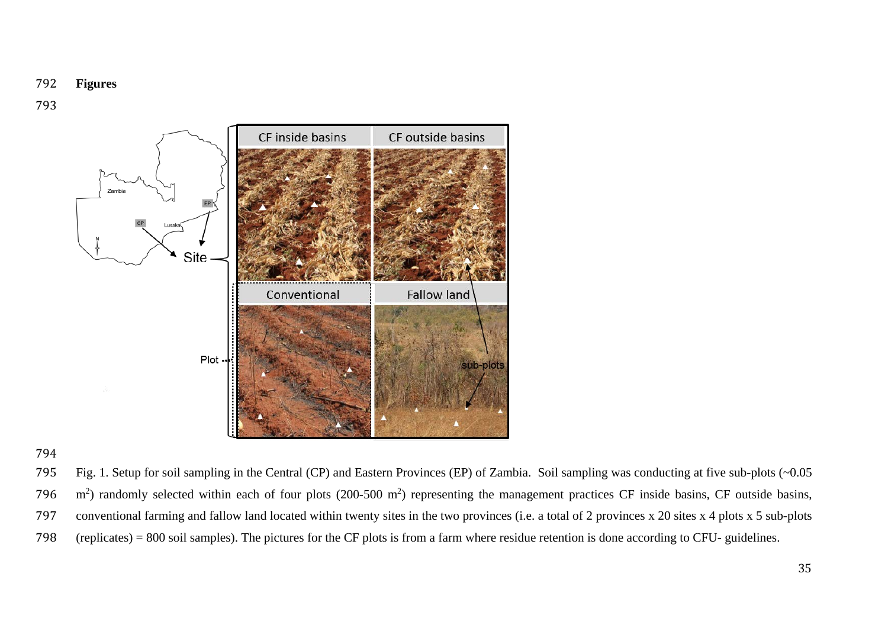## Figures

Fig. 1. Setup for soil sampling in the Central (CP) and Eastern Provinces (EP) of Zambia. Soil sampling was conducting at five sub-plots (~0.05 $m^2$) randomly selected within each of four plots (200-500 $m^2$) representing the management practices CF inside basins, CF outside basins, conventional farming and fallow land located within twenty sites in the two provinces (i.e. a total of 2 provinces x 20 sites x 4 plots x 5 sub-plots (replicates) = 800 soil samples). The pictures for the CF plots is from a farm where residue retention is done according to CFU- guidelines.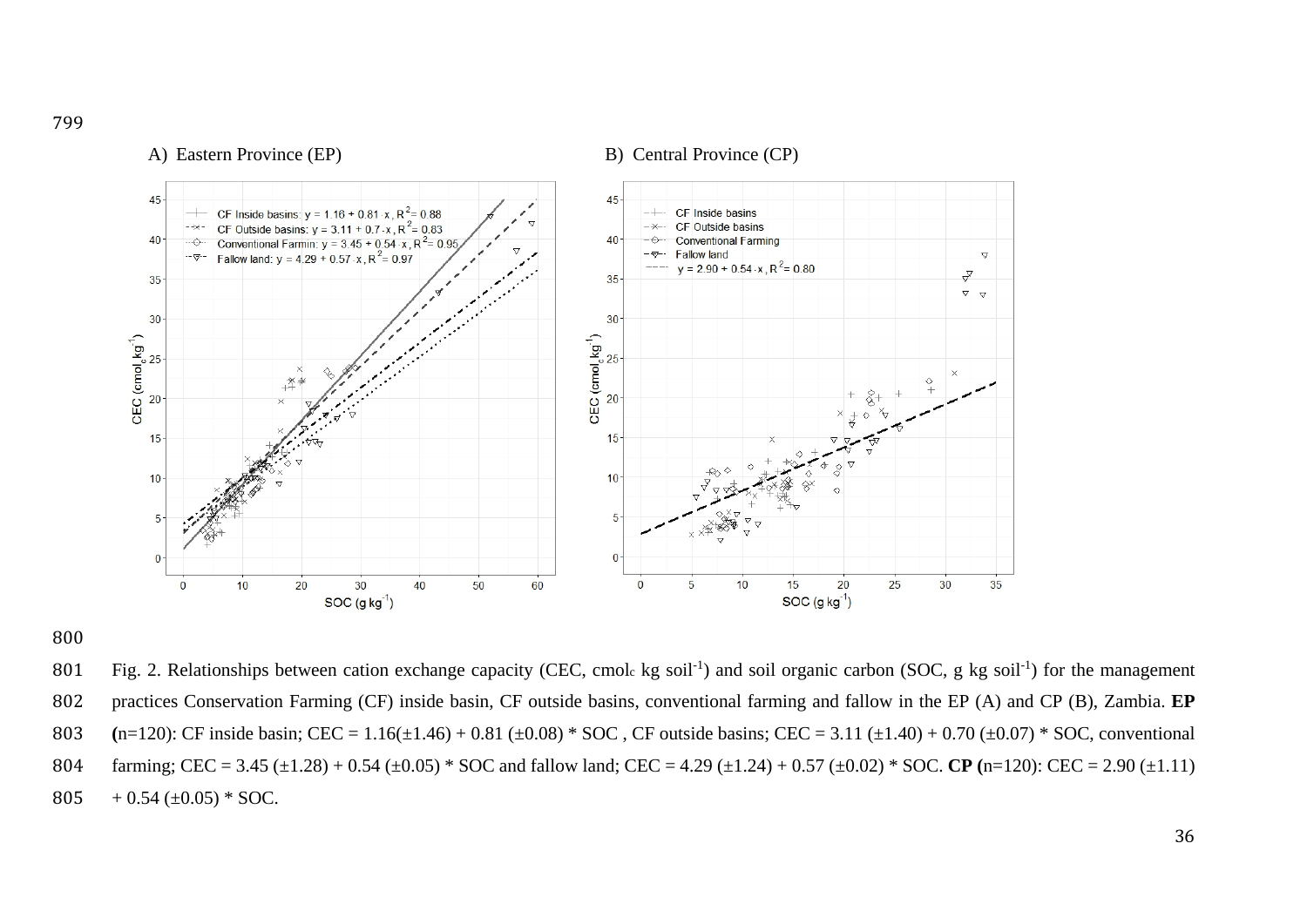Fig. 2. Relationships between cation exchange capacity (CEC, cmol$_c$ kg soil$^{-1}$) and soil organic carbon (SOC, g kg soil$^{-1}$) for the management practices Conservation Farming (CF) inside basin, CF outside basins, conventional farming and fallow in the EP (A) and CP (B), Zambia. **EP (**n=120): CF inside basin; CEC = 1.16(±1.46) + 0.81 (±0.08) * SOC , CF outside basins; CEC = 3.11 (±1.40) + 0.70 (±0.07) * SOC, conventional farming; CEC = 3.45 (±1.28) + 0.54 (±0.05) * SOC and fallow land; CEC = 4.29 (±1.24) + 0.57 (±0.02) * SOC. **CP (**n=120): CEC = 2.90 (±1.11) + 0.54 (±0.05) * SOC.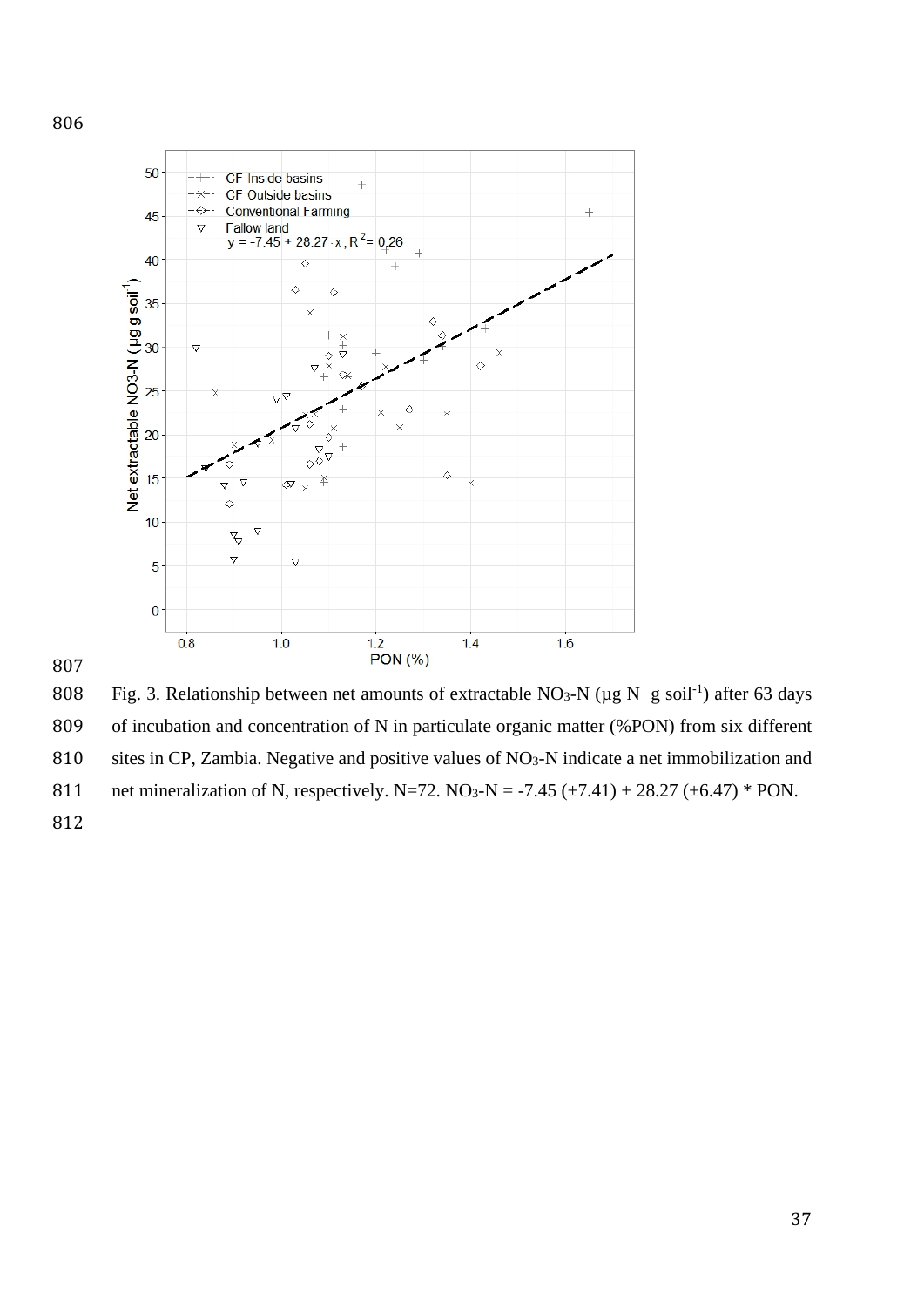Fig. 3. Relationship between net amounts of extractable $NO_3$-N (µg N g soil$^{-1}$) after 63 days of incubation and concentration of N in particulate organic matter (%PON) from six different sites in CP, Zambia. Negative and positive values of $NO_3$-N indicate a net immobilization and net mineralization of N, respectively. N=72. $NO_3\text{-N} = -7.45 (\pm 7.41) + 28.27 (\pm 6.47) * \text{PON}$.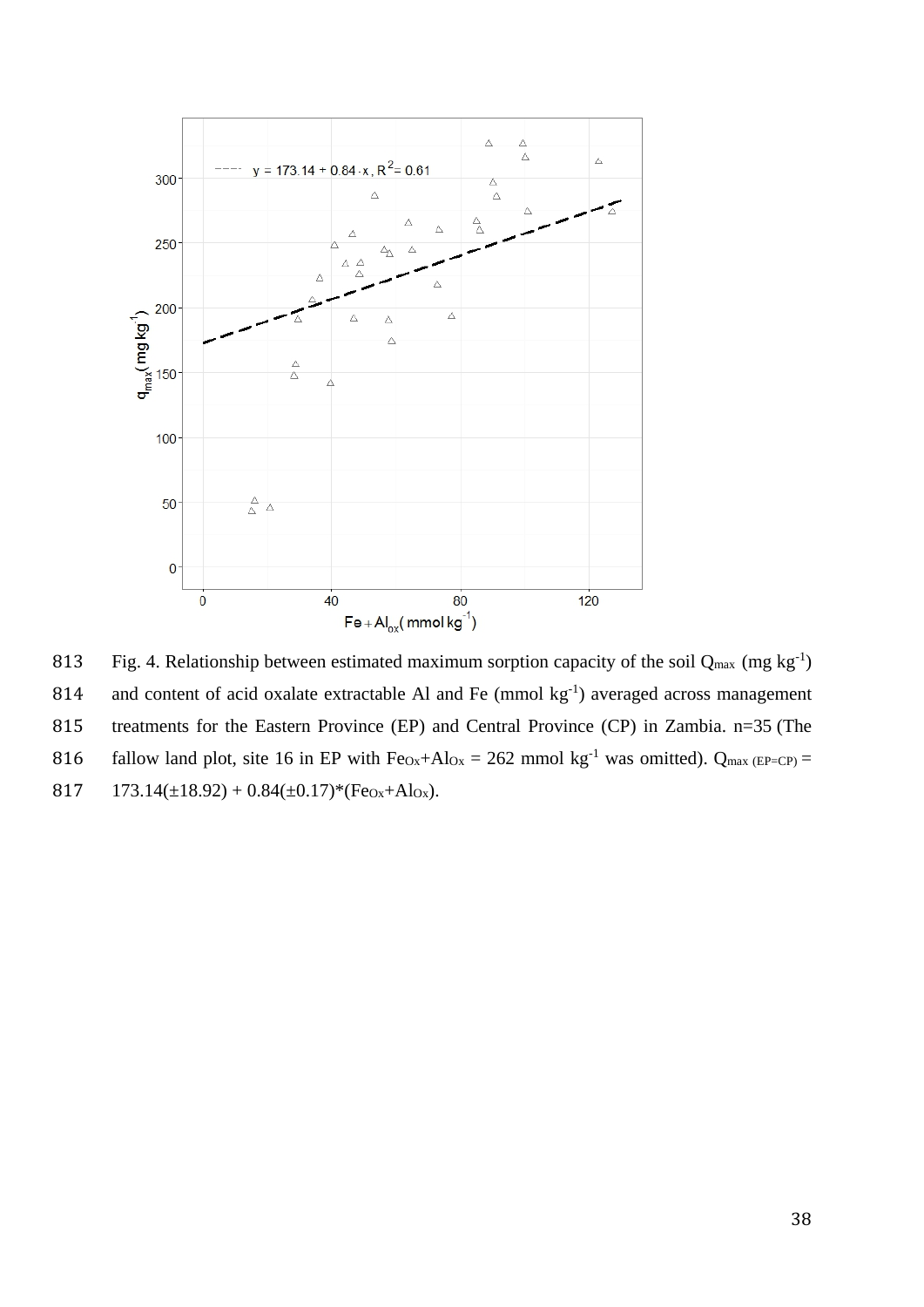$y = 173.14 + 0.84 \cdot x,\ R^2 = 0.61$

300

250

200

150

100

50

0

$q_{max}$( mg kg$^{-1}$)

0

40

80

120

Fe + $Al_{ox}$( mmol kg$^{-1}$)

Fig. 4. Relationship between estimated maximum sorption capacity of the soil $Q_{max}$ (mg kg$^{-1}$) and content of acid oxalate extractable Al and Fe (mmol kg$^{-1}$) averaged across management treatments for the Eastern Province (EP) and Central Province (CP) in Zambia. n=35 (The fallow land plot, site 16 in EP with $Fe_{Ox}$+$Al_{Ox}$ = 262 mmol kg$^{-1}$ was omitted). $Q_{max\ (EP=CP)}$ = 173.14(±18.92) + 0.84(±0.17)*($Fe_{Ox}$+$Al_{Ox}$).